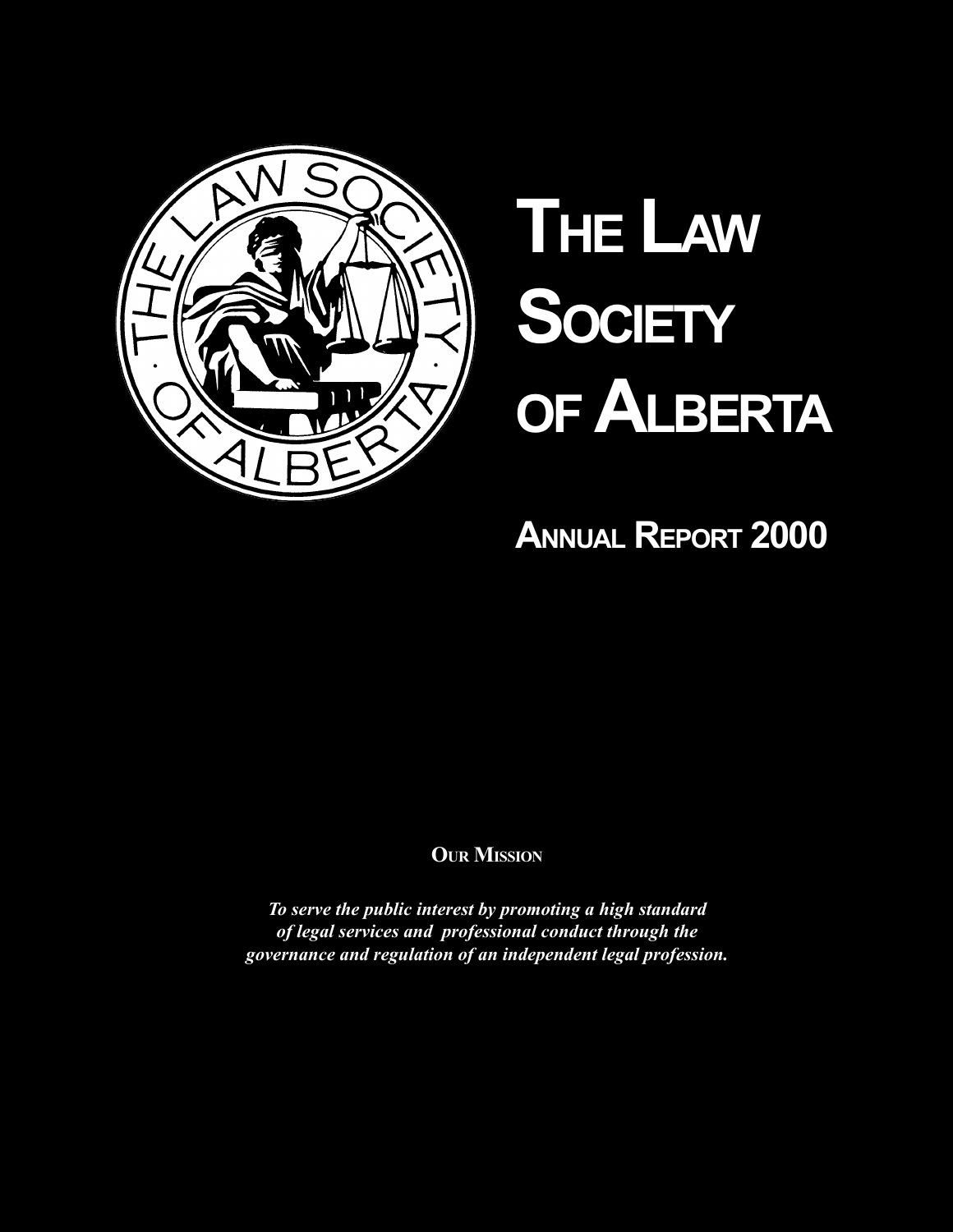# THE LAW SOCIETY OF ALBERTA

## ANNUAL REPORT 2000

**OUR MISSION**

***To serve the public interest by promoting a high standard of legal services and professional conduct through the governance and regulation of an independent legal profession.***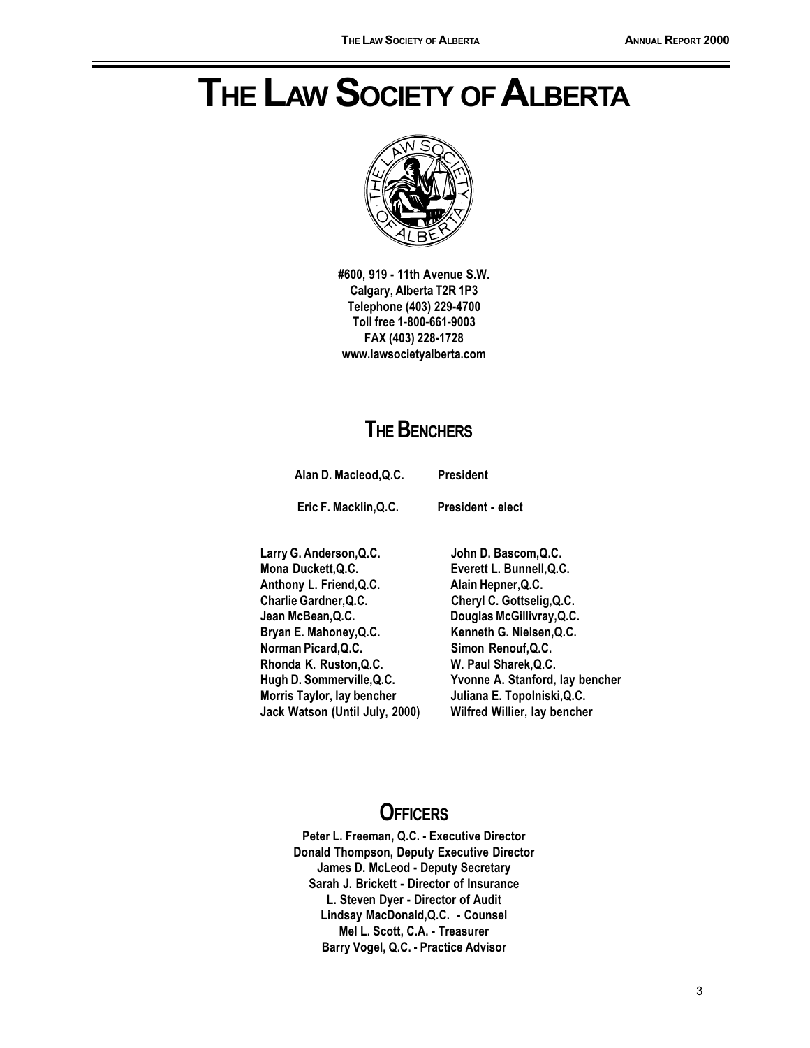# THE LAW SOCIETY OF ALBERTA

**#600, 919 - 11th Avenue S.W.**
**Calgary, Alberta T2R 1P3**
**Telephone (403) 229-4700**
**Toll free 1-800-661-9003**
**FAX (403) 228-1728**
**www.lawsocietyalberta.com**

## THE BENCHERS

**Alan D. Macleod,Q.C.** — **President**

**Eric F. Macklin,Q.C.** — **President - elect**

**Larry G. Anderson,Q.C.**
**Mona Duckett,Q.C.**
**Anthony L. Friend,Q.C.**
**Charlie Gardner,Q.C.**
**Jean McBean,Q.C.**
**Bryan E. Mahoney,Q.C.**
**Norman Picard,Q.C.**
**Rhonda K. Ruston,Q.C.**
**Hugh D. Sommerville,Q.C.**
**Morris Taylor, lay bencher**
**Jack Watson (Until July, 2000)**
**John D. Bascom,Q.C.**
**Everett L. Bunnell,Q.C.**
**Alain Hepner,Q.C.**
**Cheryl C. Gottselig,Q.C.**
**Douglas McGillivray,Q.C.**
**Kenneth G. Nielsen,Q.C.**
**Simon Renouf,Q.C.**
**W. Paul Sharek,Q.C.**
**Yvonne A. Stanford, lay bencher**
**Juliana E. Topolniski,Q.C.**
**Wilfred Willier, lay bencher**

## OFFICERS

**Peter L. Freeman, Q.C. - Executive Director**
**Donald Thompson, Deputy Executive Director**
**James D. McLeod - Deputy Secretary**
**Sarah J. Brickett - Director of Insurance**
**L. Steven Dyer - Director of Audit**
**Lindsay MacDonald,Q.C. - Counsel**
**Mel L. Scott, C.A. - Treasurer**
**Barry Vogel, Q.C. - Practice Advisor**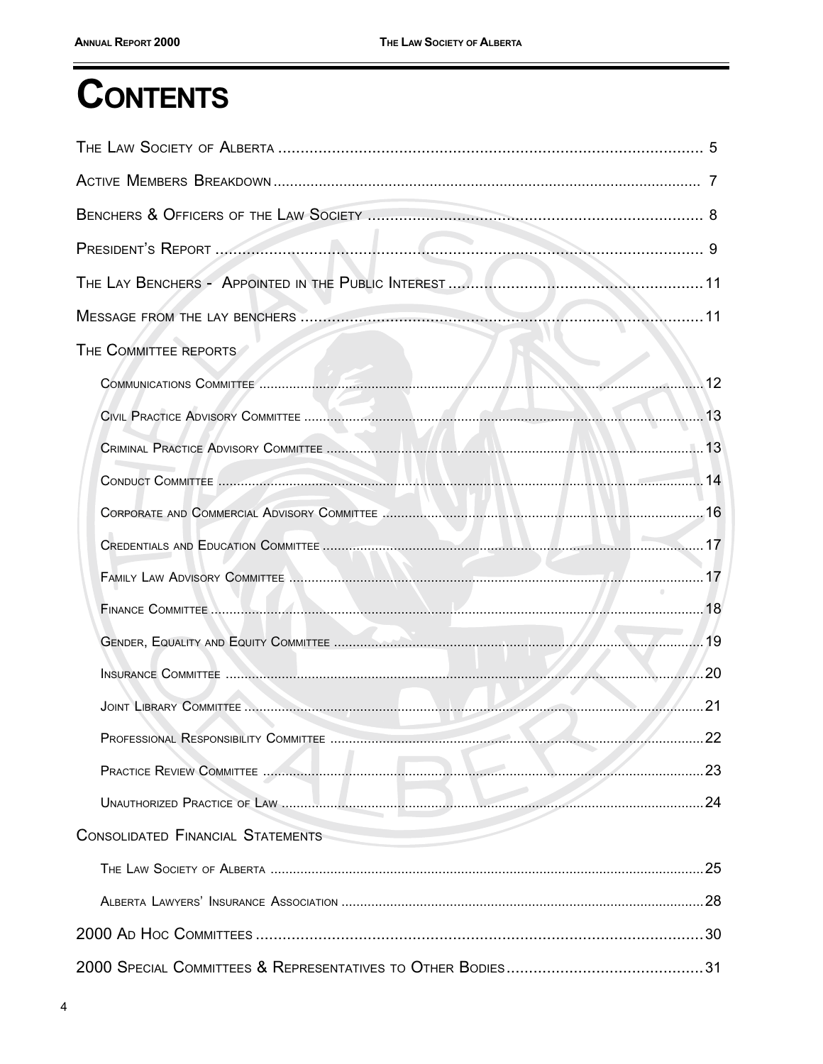# CONTENTS

| | |
|---|---|
| The Law Society of Alberta | 5 |
| Active Members Breakdown | 7 |
| Benchers & Officers of the Law Society | 8 |
| President's Report | 9 |
| The Lay Benchers - Appointed in the Public Interest | 11 |
| Message from the lay benchers | 11 |
| **The Committee reports** | |
| Communications Committee | 12 |
| Civil Practice Advisory Committee | 13 |
| Criminal Practice Advisory Committee | 13 |
| Conduct Committee | 14 |
| Corporate and Commercial Advisory Committee | 16 |
| Credentials and Education Committee | 17 |
| Family Law Advisory Committee | 17 |
| Finance Committee | 18 |
| Gender, Equality and Equity Committee | 19 |
| Insurance Committee | 20 |
| Joint Library Committee | 21 |
| Professional Responsibility Committee | 22 |
| Practice Review Committee | 23 |
| Unauthorized Practice of Law | 24 |
| **Consolidated Financial Statements** | |
| The Law Society of Alberta | 25 |
| Alberta Lawyers' Insurance Association | 28 |
| 2000 Ad Hoc Committees | 30 |
| 2000 Special Committees & Representatives to Other Bodies | 31 |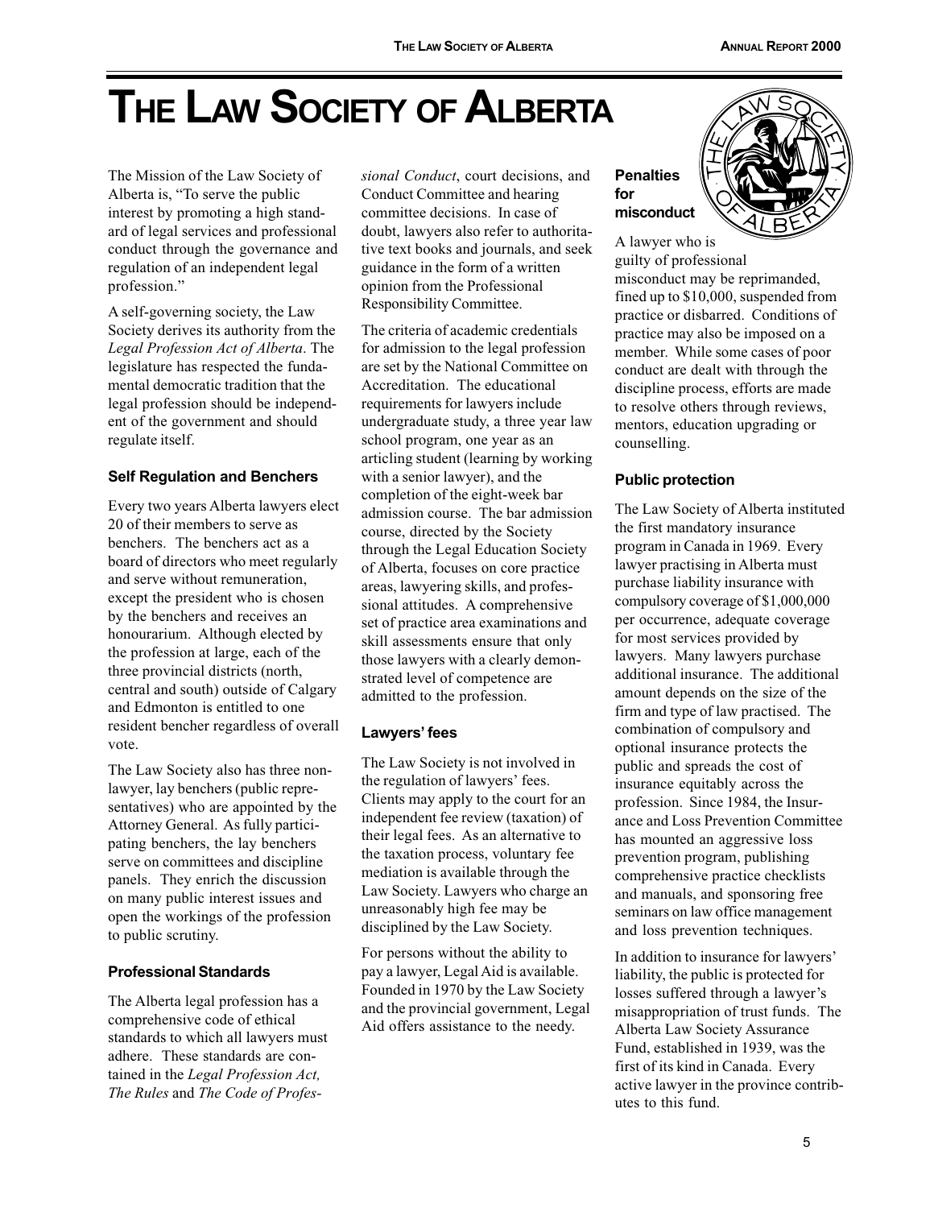# THE LAW SOCIETY OF ALBERTA

The Mission of the Law Society of Alberta is, "To serve the public interest by promoting a high standard of legal services and professional conduct through the governance and regulation of an independent legal profession."

A self-governing society, the Law Society derives its authority from the *Legal Profession Act of Alberta*. The legislature has respected the fundamental democratic tradition that the legal profession should be independent of the government and should regulate itself.

### Self Regulation and Benchers

Every two years Alberta lawyers elect 20 of their members to serve as benchers. The benchers act as a board of directors who meet regularly and serve without remuneration, except the president who is chosen by the benchers and receives an honourarium. Although elected by the profession at large, each of the three provincial districts (north, central and south) outside of Calgary and Edmonton is entitled to one resident bencher regardless of overall vote.

The Law Society also has three non-lawyer, lay benchers (public representatives) who are appointed by the Attorney General. As fully participating benchers, the lay benchers serve on committees and discipline panels. They enrich the discussion on many public interest issues and open the workings of the profession to public scrutiny.

### Professional Standards

The Alberta legal profession has a comprehensive code of ethical standards to which all lawyers must adhere. These standards are contained in the *Legal Profession Act, The Rules* and *The Code of Professional Conduct*, court decisions, and Conduct Committee and hearing committee decisions. In case of doubt, lawyers also refer to authoritative text books and journals, and seek guidance in the form of a written opinion from the Professional Responsibility Committee.

The criteria of academic credentials for admission to the legal profession are set by the National Committee on Accreditation. The educational requirements for lawyers include undergraduate study, a three year law school program, one year as an articling student (learning by working with a senior lawyer), and the completion of the eight-week bar admission course. The bar admission course, directed by the Society through the Legal Education Society of Alberta, focuses on core practice areas, lawyering skills, and professional attitudes. A comprehensive set of practice area examinations and skill assessments ensure that only those lawyers with a clearly demonstrated level of competence are admitted to the profession.

### Lawyers' fees

The Law Society is not involved in the regulation of lawyers' fees. Clients may apply to the court for an independent fee review (taxation) of their legal fees. As an alternative to the taxation process, voluntary fee mediation is available through the Law Society. Lawyers who charge an unreasonably high fee may be disciplined by the Law Society.

For persons without the ability to pay a lawyer, Legal Aid is available. Founded in 1970 by the Law Society and the provincial government, Legal Aid offers assistance to the needy.

### Penalties for misconduct

A lawyer who is guilty of professional misconduct may be reprimanded, fined up to $10,000, suspended from practice or disbarred. Conditions of practice may also be imposed on a member. While some cases of poor conduct are dealt with through the discipline process, efforts are made to resolve others through reviews, mentors, education upgrading or counselling.

### Public protection

The Law Society of Alberta instituted the first mandatory insurance program in Canada in 1969. Every lawyer practising in Alberta must purchase liability insurance with compulsory coverage of $1,000,000 per occurrence, adequate coverage for most services provided by lawyers. Many lawyers purchase additional insurance. The additional amount depends on the size of the firm and type of law practised. The combination of compulsory and optional insurance protects the public and spreads the cost of insurance equitably across the profession. Since 1984, the Insurance and Loss Prevention Committee has mounted an aggressive loss prevention program, publishing comprehensive practice checklists and manuals, and sponsoring free seminars on law office management and loss prevention techniques.

In addition to insurance for lawyers' liability, the public is protected for losses suffered through a lawyer's misappropriation of trust funds. The Alberta Law Society Assurance Fund, established in 1939, was the first of its kind in Canada. Every active lawyer in the province contributes to this fund.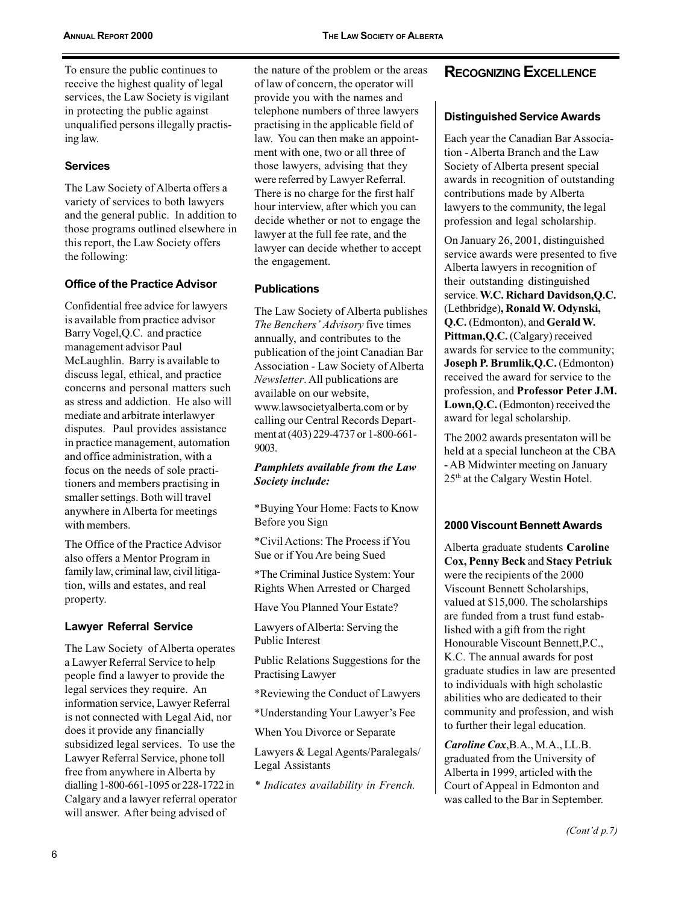To ensure the public continues to receive the highest quality of legal services, the Law Society is vigilant in protecting the public against unqualified persons illegally practising law.

### Services

The Law Society of Alberta offers a variety of services to both lawyers and the general public. In addition to those programs outlined elsewhere in this report, the Law Society offers the following:

### Office of the Practice Advisor

Confidential free advice for lawyers is available from practice advisor Barry Vogel,Q.C. and practice management advisor Paul McLaughlin. Barry is available to discuss legal, ethical, and practice concerns and personal matters such as stress and addiction. He also will mediate and arbitrate interlawyer disputes. Paul provides assistance in practice management, automation and office administration, with a focus on the needs of sole practitioners and members practising in smaller settings. Both will travel anywhere in Alberta for meetings with members.

The Office of the Practice Advisor also offers a Mentor Program in family law, criminal law, civil litigation, wills and estates, and real property.

### Lawyer Referral Service

The Law Society of Alberta operates a Lawyer Referral Service to help people find a lawyer to provide the legal services they require. An information service, Lawyer Referral is not connected with Legal Aid, nor does it provide any financially subsidized legal services. To use the Lawyer Referral Service, phone toll free from anywhere in Alberta by dialling 1-800-661-1095 or 228-1722 in Calgary and a lawyer referral operator will answer. After being advised of the nature of the problem or the areas of law of concern, the operator will provide you with the names and telephone numbers of three lawyers practising in the applicable field of law. You can then make an appointment with one, two or all three of those lawyers, advising that they were referred by Lawyer Referral. There is no charge for the first half hour interview, after which you can decide whether or not to engage the lawyer at the full fee rate, and the lawyer can decide whether to accept the engagement.

### Publications

The Law Society of Alberta publishes *The Benchers' Advisory* five times annually, and contributes to the publication of the joint Canadian Bar Association - Law Society of Alberta *Newsletter*. All publications are available on our website, www.lawsocietyalberta.com or by calling our Central Records Department at (403) 229-4737 or 1-800-661-9003.

***Pamphlets available from the Law Society include:***

*Buying Your Home: Facts to Know Before you Sign

*Civil Actions: The Process if You Sue or if You Are being Sued

*The Criminal Justice System: Your Rights When Arrested or Charged

Have You Planned Your Estate?

Lawyers of Alberta: Serving the Public Interest

Public Relations Suggestions for the Practising Lawyer

*Reviewing the Conduct of Lawyers

*Understanding Your Lawyer's Fee

When You Divorce or Separate

Lawyers & Legal Agents/Paralegals/ Legal Assistants

*\* Indicates availability in French.*

## Recognizing Excellence

### Distinguished Service Awards

Each year the Canadian Bar Association - Alberta Branch and the Law Society of Alberta present special awards in recognition of outstanding contributions made by Alberta lawyers to the community, the legal profession and legal scholarship.

On January 26, 2001, distinguished service awards were presented to five Alberta lawyers in recognition of their outstanding distinguished service. **W.C. Richard Davidson,Q.C.** (Lethbridge)**, Ronald W. Odynski, Q.C.** (Edmonton), and **Gerald W. Pittman,Q.C.** (Calgary) received awards for service to the community; **Joseph P. Brumlik,Q.C.** (Edmonton) received the award for service to the profession, and **Professor Peter J.M. Lown,Q.C.** (Edmonton) received the award for legal scholarship.

The 2002 awards presentaton will be held at a special luncheon at the CBA - AB Midwinter meeting on January 25th at the Calgary Westin Hotel.

### 2000 Viscount Bennett Awards

Alberta graduate students **Caroline Cox, Penny Beck** and **Stacy Petriuk** were the recipients of the 2000 Viscount Bennett Scholarships, valued at $15,000. The scholarships are funded from a trust fund established with a gift from the right Honourable Viscount Bennett,P.C., K.C. The annual awards for post graduate studies in law are presented to individuals with high scholastic abilities who are dedicated to their community and profession, and wish to further their legal education.

***Caroline Cox***,B.A., M.A., LL.B. graduated from the University of Alberta in 1999, articled with the Court of Appeal in Edmonton and was called to the Bar in September.

*(Cont'd p.7)*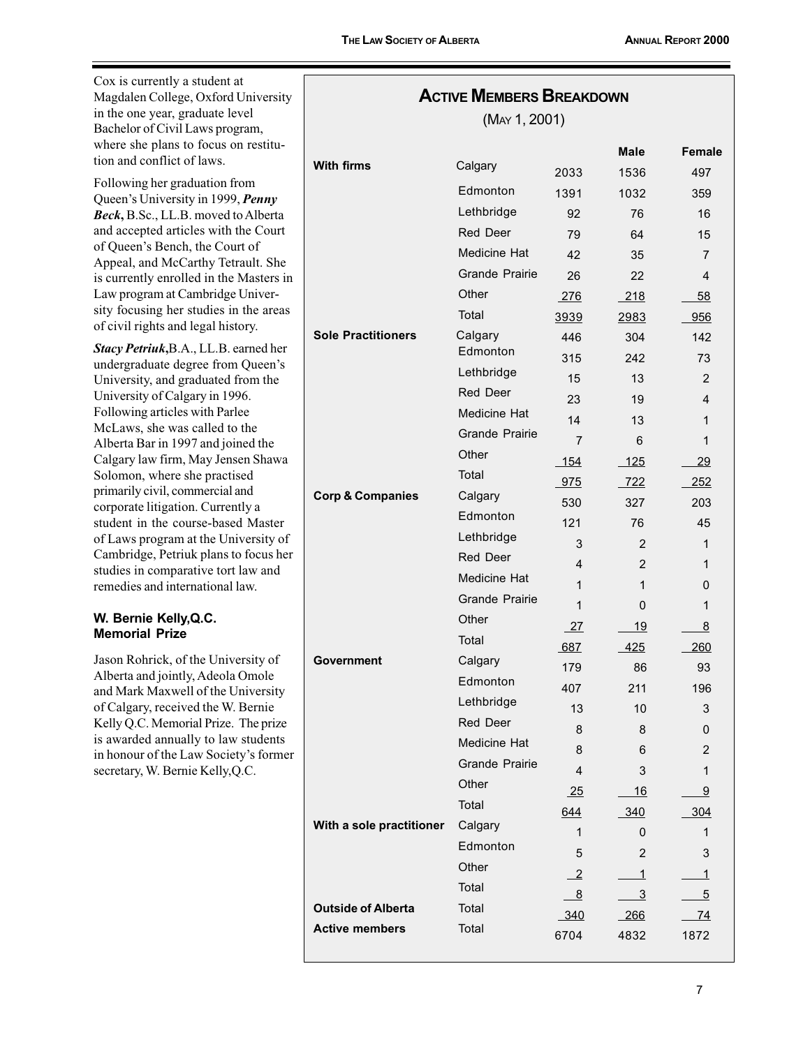Cox is currently a student at Magdalen College, Oxford University in the one year, graduate level Bachelor of Civil Laws program, where she plans to focus on restitution and conflict of laws.

Following her graduation from Queen's University in 1999, ***Penny Beck***, B.Sc., LL.B. moved to Alberta and accepted articles with the Court of Queen's Bench, the Court of Appeal, and McCarthy Tetrault. She is currently enrolled in the Masters in Law program at Cambridge University focusing her studies in the areas of civil rights and legal history.

***Stacy Petriuk***, B.A., LL.B. earned her undergraduate degree from Queen's University, and graduated from the University of Calgary in 1996. Following articles with Parlee McLaws, she was called to the Alberta Bar in 1997 and joined the Calgary law firm, May Jensen Shawa Solomon, where she practised primarily civil, commercial and corporate litigation. Currently a student in the course-based Master of Laws program at the University of Cambridge, Petriuk plans to focus her studies in comparative tort law and remedies and international law.

### W. Bernie Kelly, Q.C. Memorial Prize

Jason Rohrick, of the University of Alberta and jointly, Adeola Omole and Mark Maxwell of the University of Calgary, received the W. Bernie Kelly Q.C. Memorial Prize. The prize is awarded annually to law students in honour of the Law Society's former secretary, W. Bernie Kelly, Q.C.

## Active Members Breakdown

(May 1, 2001)

| | | | Male | Female |
|---|---|---|---|---|
| **With firms** | Calgary | 2033 | 1536 | 497 |
| | Edmonton | 1391 | 1032 | 359 |
| | Lethbridge | 92 | 76 | 16 |
| | Red Deer | 79 | 64 | 15 |
| | Medicine Hat | 42 | 35 | 7 |
| | Grande Prairie | 26 | 22 | 4 |
| | Other | 276 | 218 | 58 |
| | Total | 3939 | 2983 | 956 |
| **Sole Practitioners** | Calgary | 446 | 304 | 142 |
| | Edmonton | 315 | 242 | 73 |
| | Lethbridge | 15 | 13 | 2 |
| | Red Deer | 23 | 19 | 4 |
| | Medicine Hat | 14 | 13 | 1 |
| | Grande Prairie | 7 | 6 | 1 |
| | Other | 154 | 125 | 29 |
| | Total | 975 | 722 | 252 |
| **Corp & Companies** | Calgary | 530 | 327 | 203 |
| | Edmonton | 121 | 76 | 45 |
| | Lethbridge | 3 | 2 | 1 |
| | Red Deer | 4 | 2 | 1 |
| | Medicine Hat | 1 | 1 | 0 |
| | Grande Prairie | 1 | 0 | 1 |
| | Other | 27 | 19 | 8 |
| | Total | 687 | 425 | 260 |
| **Government** | Calgary | 179 | 86 | 93 |
| | Edmonton | 407 | 211 | 196 |
| | Lethbridge | 13 | 10 | 3 |
| | Red Deer | 8 | 8 | 0 |
| | Medicine Hat | 8 | 6 | 2 |
| | Grande Prairie | 4 | 3 | 1 |
| | Other | 25 | 16 | 9 |
| | Total | 644 | 340 | 304 |
| **With a sole practitioner** | Calgary | 1 | 0 | 1 |
| | Edmonton | 5 | 2 | 3 |
| | Other | 2 | 1 | 1 |
| | Total | 8 | 3 | 5 |
| **Outside of Alberta** | Total | 340 | 266 | 74 |
| **Active members** | Total | 6704 | 4832 | 1872 |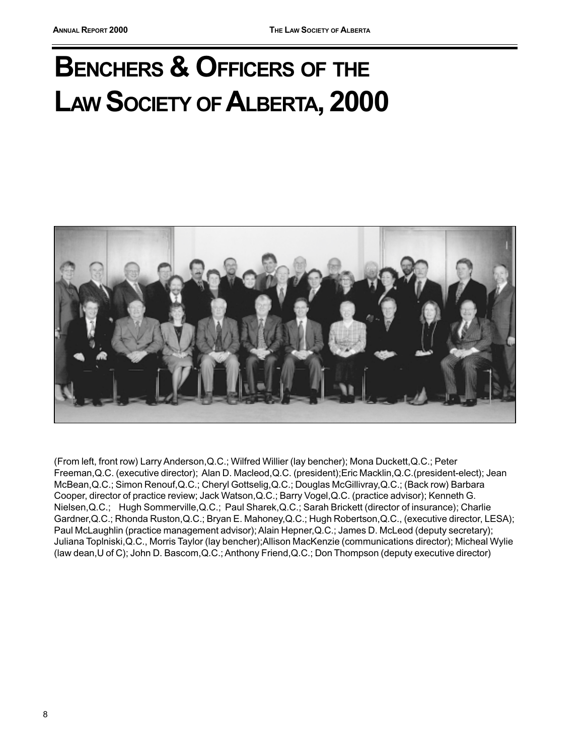# BENCHERS & OFFICERS OF THE LAW SOCIETY OF ALBERTA, 2000

(From left, front row) Larry Anderson,Q.C.; Wilfred Willier (lay bencher); Mona Duckett,Q.C.; Peter Freeman,Q.C. (executive director); Alan D. Macleod,Q.C. (president);Eric Macklin,Q.C.(president-elect); Jean McBean,Q.C.; Simon Renouf,Q.C.; Cheryl Gottselig,Q.C.; Douglas McGillivray,Q.C.; (Back row) Barbara Cooper, director of practice review; Jack Watson,Q.C.; Barry Vogel,Q.C. (practice advisor); Kenneth G. Nielsen,Q.C.; Hugh Sommerville,Q.C.; Paul Sharek,Q.C.; Sarah Brickett (director of insurance); Charlie Gardner,Q.C.; Rhonda Ruston,Q.C.; Bryan E. Mahoney,Q.C.; Hugh Robertson,Q.C., (executive director, LESA); Paul McLaughlin (practice management advisor); Alain Hepner,Q.C.; James D. McLeod (deputy secretary); Juliana Toplniski,Q.C., Morris Taylor (lay bencher);Allison MacKenzie (communications director); Micheal Wylie (law dean,U of C); John D. Bascom,Q.C.; Anthony Friend,Q.C.; Don Thompson (deputy executive director)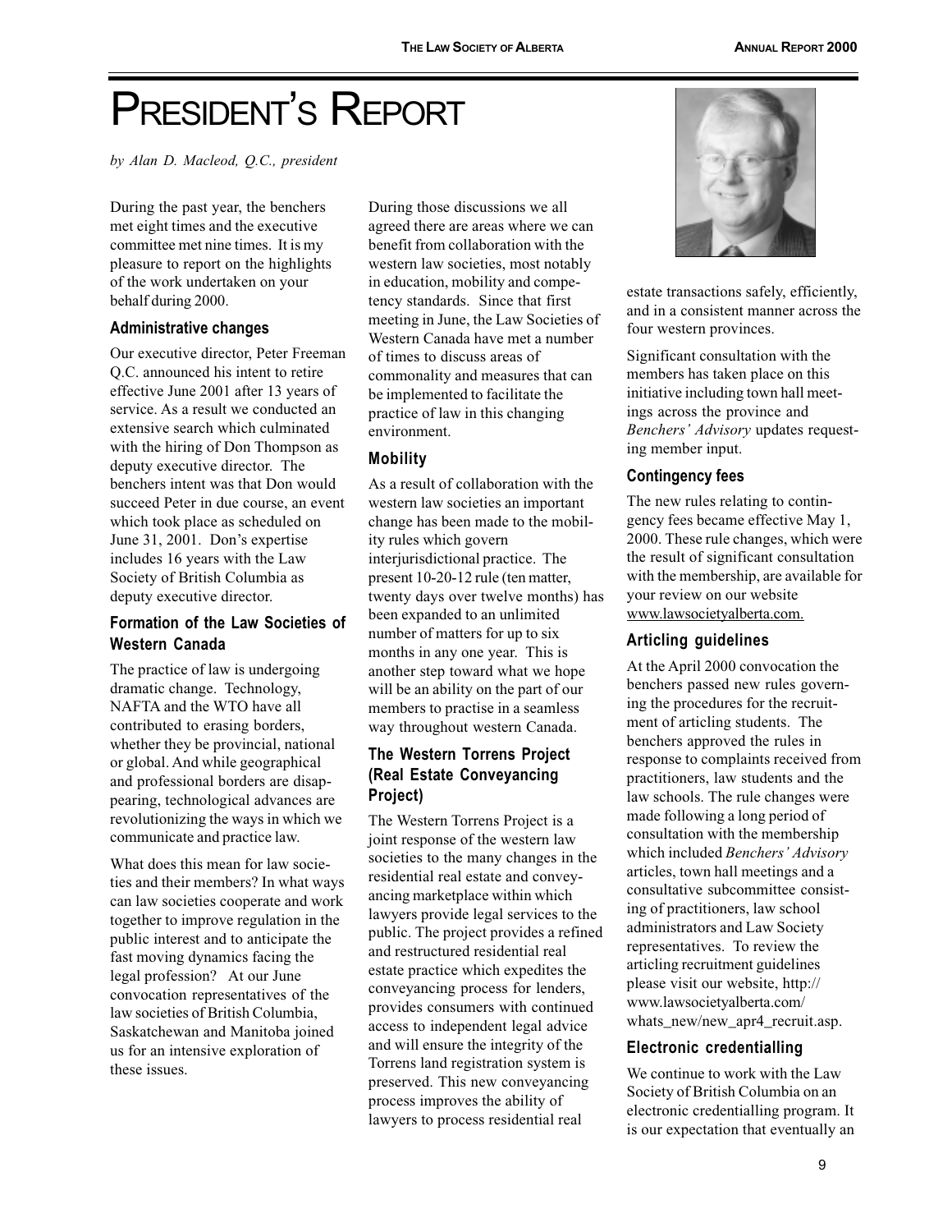# PRESIDENT'S REPORT

*by Alan D. Macleod, Q.C., president*

During the past year, the benchers met eight times and the executive committee met nine times. It is my pleasure to report on the highlights of the work undertaken on your behalf during 2000.

### Administrative changes

Our executive director, Peter Freeman Q.C. announced his intent to retire effective June 2001 after 13 years of service. As a result we conducted an extensive search which culminated with the hiring of Don Thompson as deputy executive director. The benchers intent was that Don would succeed Peter in due course, an event which took place as scheduled on June 31, 2001. Don's expertise includes 16 years with the Law Society of British Columbia as deputy executive director.

### Formation of the Law Societies of Western Canada

The practice of law is undergoing dramatic change. Technology, NAFTA and the WTO have all contributed to erasing borders, whether they be provincial, national or global. And while geographical and professional borders are disappearing, technological advances are revolutionizing the ways in which we communicate and practice law.

What does this mean for law societies and their members? In what ways can law societies cooperate and work together to improve regulation in the public interest and to anticipate the fast moving dynamics facing the legal profession? At our June convocation representatives of the law societies of British Columbia, Saskatchewan and Manitoba joined us for an intensive exploration of these issues.

During those discussions we all agreed there are areas where we can benefit from collaboration with the western law societies, most notably in education, mobility and competency standards. Since that first meeting in June, the Law Societies of Western Canada have met a number of times to discuss areas of commonality and measures that can be implemented to facilitate the practice of law in this changing environment.

### Mobility

As a result of collaboration with the western law societies an important change has been made to the mobility rules which govern interjurisdictional practice. The present 10-20-12 rule (ten matter, twenty days over twelve months) has been expanded to an unlimited number of matters for up to six months in any one year. This is another step toward what we hope will be an ability on the part of our members to practise in a seamless way throughout western Canada.

### The Western Torrens Project (Real Estate Conveyancing Project)

The Western Torrens Project is a joint response of the western law societies to the many changes in the residential real estate and conveyancing marketplace within which lawyers provide legal services to the public. The project provides a refined and restructured residential real estate practice which expedites the conveyancing process for lenders, provides consumers with continued access to independent legal advice and will ensure the integrity of the Torrens land registration system is preserved. This new conveyancing process improves the ability of lawyers to process residential real estate transactions safely, efficiently, and in a consistent manner across the four western provinces.

Significant consultation with the members has taken place on this initiative including town hall meetings across the province and *Benchers' Advisory* updates requesting member input.

### Contingency fees

The new rules relating to contingency fees became effective May 1, 2000. These rule changes, which were the result of significant consultation with the membership, are available for your review on our website www.lawsocietyalberta.com.

### Articling guidelines

At the April 2000 convocation the benchers passed new rules governing the procedures for the recruitment of articling students. The benchers approved the rules in response to complaints received from practitioners, law students and the law schools. The rule changes were made following a long period of consultation with the membership which included *Benchers' Advisory* articles, town hall meetings and a consultative subcommittee consisting of practitioners, law school administrators and Law Society representatives. To review the articling recruitment guidelines please visit our website, http://www.lawsocietyalberta.com/whats_new/new_apr4_recruit.asp.

### Electronic credentialling

We continue to work with the Law Society of British Columbia on an electronic credentialling program. It is our expectation that eventually an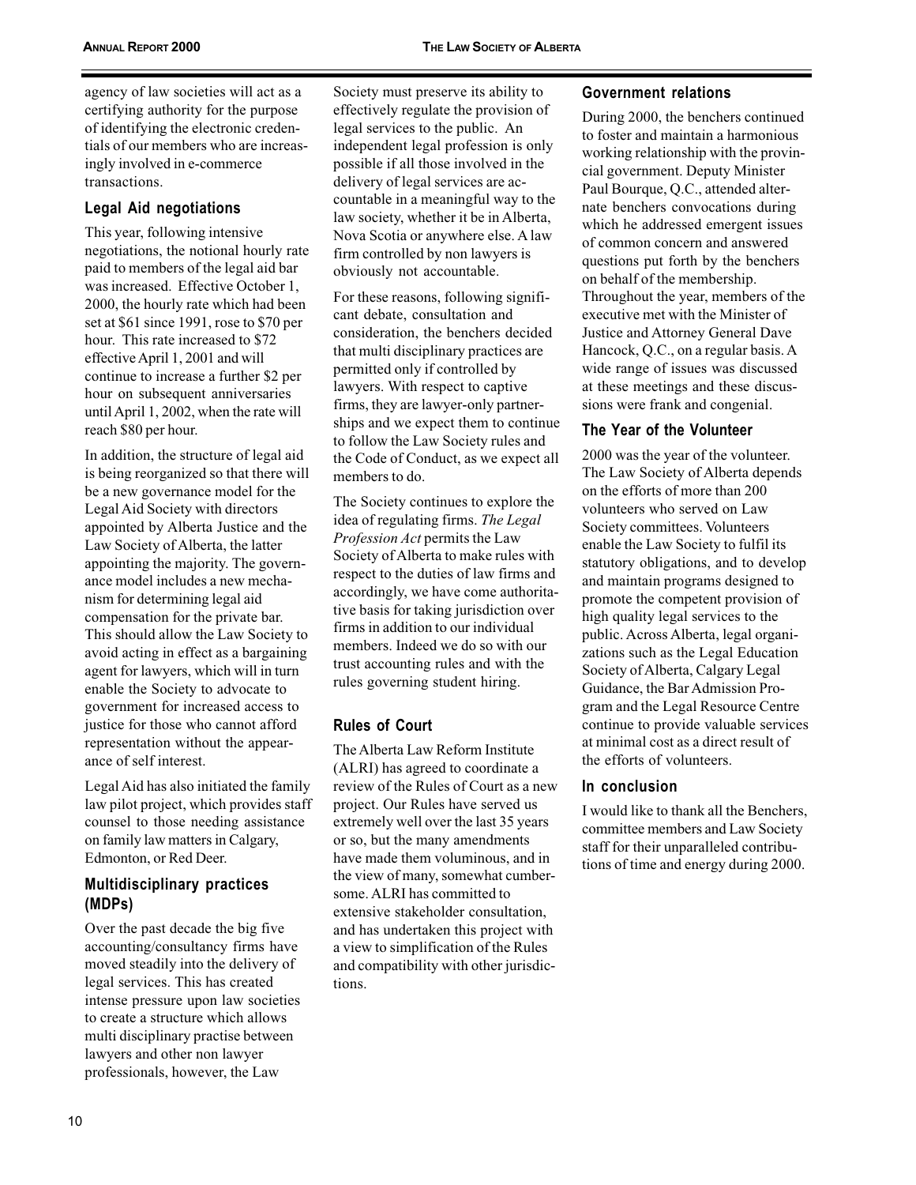agency of law societies will act as a certifying authority for the purpose of identifying the electronic credentials of our members who are increasingly involved in e-commerce transactions.

### Legal Aid negotiations

This year, following intensive negotiations, the notional hourly rate paid to members of the legal aid bar was increased. Effective October 1, 2000, the hourly rate which had been set at $61 since 1991, rose to $70 per hour. This rate increased to $72 effective April 1, 2001 and will continue to increase a further $2 per hour on subsequent anniversaries until April 1, 2002, when the rate will reach $80 per hour.

In addition, the structure of legal aid is being reorganized so that there will be a new governance model for the Legal Aid Society with directors appointed by Alberta Justice and the Law Society of Alberta, the latter appointing the majority. The governance model includes a new mechanism for determining legal aid compensation for the private bar. This should allow the Law Society to avoid acting in effect as a bargaining agent for lawyers, which will in turn enable the Society to advocate to government for increased access to justice for those who cannot afford representation without the appearance of self interest.

Legal Aid has also initiated the family law pilot project, which provides staff counsel to those needing assistance on family law matters in Calgary, Edmonton, or Red Deer.

### Multidisciplinary practices (MDPs)

Over the past decade the big five accounting/consultancy firms have moved steadily into the delivery of legal services. This has created intense pressure upon law societies to create a structure which allows multi disciplinary practise between lawyers and other non lawyer professionals, however, the Law Society must preserve its ability to effectively regulate the provision of legal services to the public. An independent legal profession is only possible if all those involved in the delivery of legal services are accountable in a meaningful way to the law society, whether it be in Alberta, Nova Scotia or anywhere else. A law firm controlled by non lawyers is obviously not accountable.

For these reasons, following significant debate, consultation and consideration, the benchers decided that multi disciplinary practices are permitted only if controlled by lawyers. With respect to captive firms, they are lawyer-only partnerships and we expect them to continue to follow the Law Society rules and the Code of Conduct, as we expect all members to do.

The Society continues to explore the idea of regulating firms. *The Legal Profession Act* permits the Law Society of Alberta to make rules with respect to the duties of law firms and accordingly, we have come authoritative basis for taking jurisdiction over firms in addition to our individual members. Indeed we do so with our trust accounting rules and with the rules governing student hiring.

### Rules of Court

The Alberta Law Reform Institute (ALRI) has agreed to coordinate a review of the Rules of Court as a new project. Our Rules have served us extremely well over the last 35 years or so, but the many amendments have made them voluminous, and in the view of many, somewhat cumbersome. ALRI has committed to extensive stakeholder consultation, and has undertaken this project with a view to simplification of the Rules and compatibility with other jurisdictions.

### Government relations

During 2000, the benchers continued to foster and maintain a harmonious working relationship with the provincial government. Deputy Minister Paul Bourque, Q.C., attended alternate benchers convocations during which he addressed emergent issues of common concern and answered questions put forth by the benchers on behalf of the membership. Throughout the year, members of the executive met with the Minister of Justice and Attorney General Dave Hancock, Q.C., on a regular basis. A wide range of issues was discussed at these meetings and these discussions were frank and congenial.

### The Year of the Volunteer

2000 was the year of the volunteer. The Law Society of Alberta depends on the efforts of more than 200 volunteers who served on Law Society committees. Volunteers enable the Law Society to fulfil its statutory obligations, and to develop and maintain programs designed to promote the competent provision of high quality legal services to the public. Across Alberta, legal organizations such as the Legal Education Society of Alberta, Calgary Legal Guidance, the Bar Admission Program and the Legal Resource Centre continue to provide valuable services at minimal cost as a direct result of the efforts of volunteers.

### In conclusion

I would like to thank all the Benchers, committee members and Law Society staff for their unparalleled contributions of time and energy during 2000.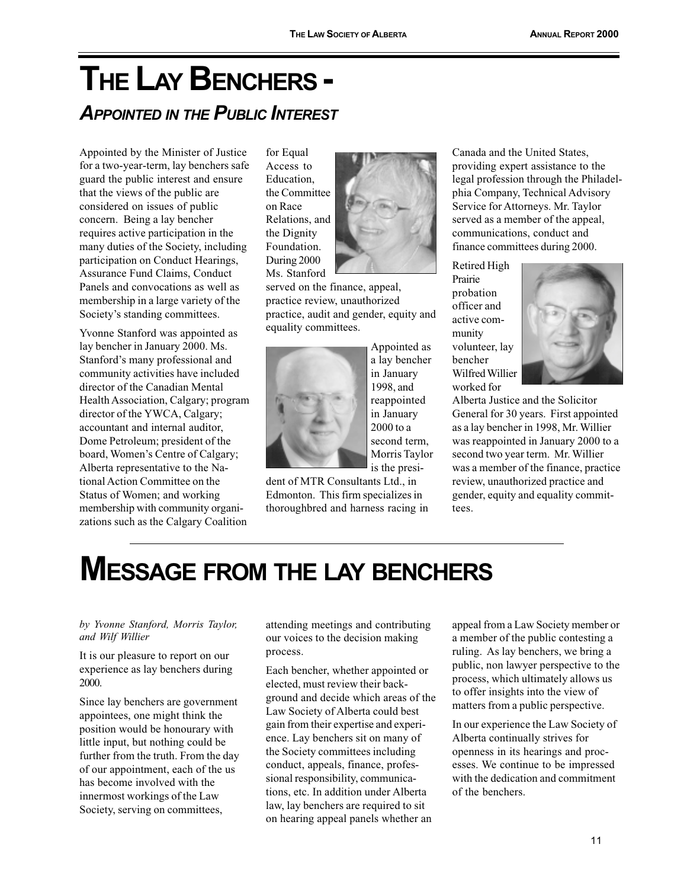# THE LAY BENCHERS -

## *APPOINTED IN THE PUBLIC INTEREST*

Appointed by the Minister of Justice for a two-year-term, lay benchers safe guard the public interest and ensure that the views of the public are considered on issues of public concern. Being a lay bencher requires active participation in the many duties of the Society, including participation on Conduct Hearings, Assurance Fund Claims, Conduct Panels and convocations as well as membership in a large variety of the Society's standing committees.

Yvonne Stanford was appointed as lay bencher in January 2000. Ms. Stanford's many professional and community activities have included director of the Canadian Mental Health Association, Calgary; program director of the YWCA, Calgary; accountant and internal auditor, Dome Petroleum; president of the board, Women's Centre of Calgary; Alberta representative to the National Action Committee on the Status of Women; and working membership with community organizations such as the Calgary Coalition for Equal Access to Education, the Committee on Race Relations, and the Dignity Foundation. During 2000 Ms. Stanford served on the finance, appeal, practice review, unauthorized practice, audit and gender, equity and equality committees.

Appointed as a lay bencher in January 1998, and reappointed in January 2000 to a second term, Morris Taylor is the president of MTR Consultants Ltd., in Edmonton. This firm specializes in thoroughbred and harness racing in Canada and the United States, providing expert assistance to the legal profession through the Philadelphia Company, Technical Advisory Service for Attorneys. Mr. Taylor served as a member of the appeal, communications, conduct and finance committees during 2000.

Retired High Prairie probation officer and active community volunteer, lay bencher Wilfred Willier worked for Alberta Justice and the Solicitor General for 30 years. First appointed as a lay bencher in 1998, Mr. Willier was reappointed in January 2000 to a second two year term. Mr. Willier was a member of the finance, practice review, unauthorized practice and gender, equity and equality committees.

# MESSAGE FROM THE LAY BENCHERS

*by Yvonne Stanford, Morris Taylor, and Wilf Willier*

It is our pleasure to report on our experience as lay benchers during 2000.

Since lay benchers are government appointees, one might think the position would be honourary with little input, but nothing could be further from the truth. From the day of our appointment, each of the us has become involved with the innermost workings of the Law Society, serving on committees, attending meetings and contributing our voices to the decision making process.

Each bencher, whether appointed or elected, must review their background and decide which areas of the Law Society of Alberta could best gain from their expertise and experience. Lay benchers sit on many of the Society committees including conduct, appeals, finance, professional responsibility, communications, etc. In addition under Alberta law, lay benchers are required to sit on hearing appeal panels whether an appeal from a Law Society member or a member of the public contesting a ruling. As lay benchers, we bring a public, non lawyer perspective to the process, which ultimately allows us to offer insights into the view of matters from a public perspective.

In our experience the Law Society of Alberta continually strives for openness in its hearings and processes. We continue to be impressed with the dedication and commitment of the benchers.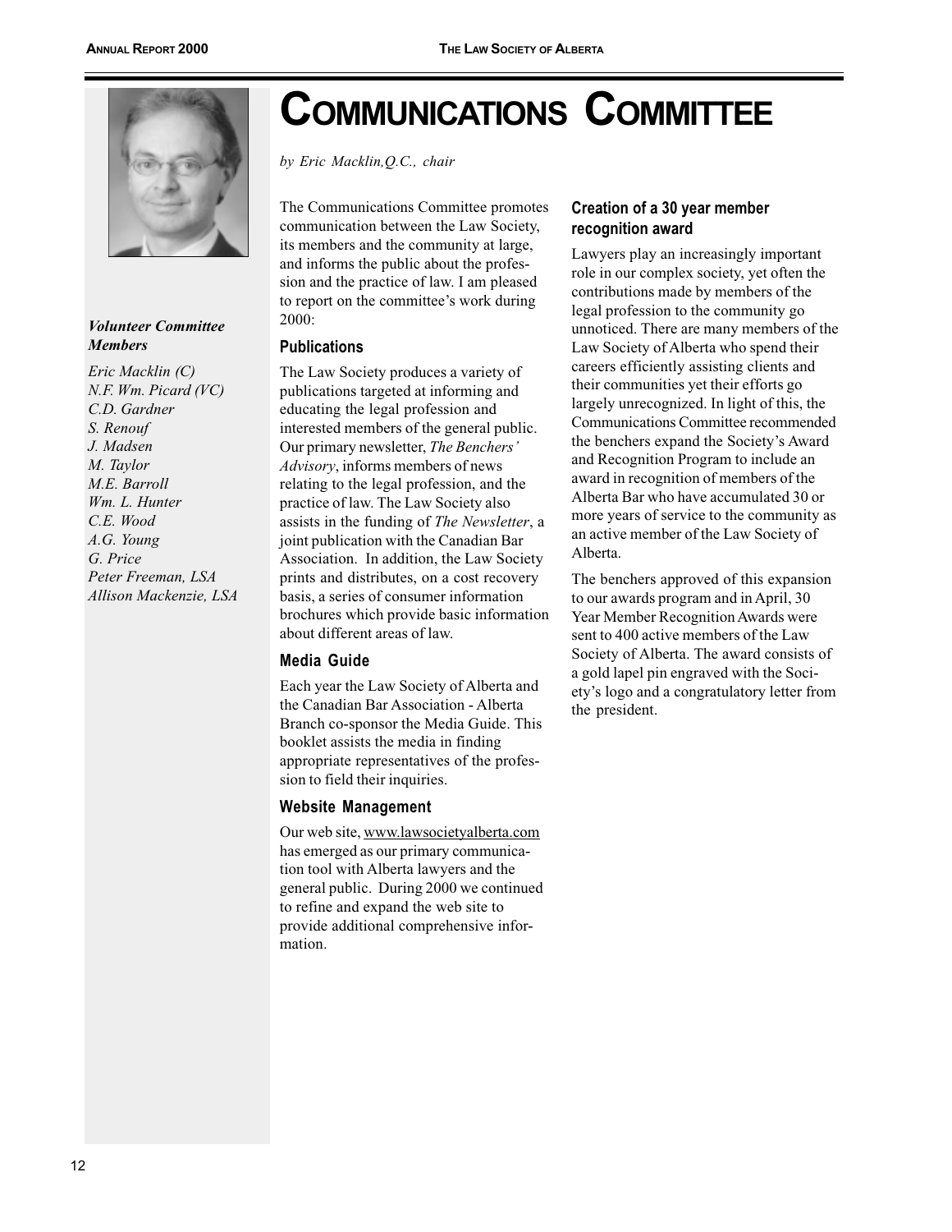# COMMUNICATIONS COMMITTEE

*by Eric Macklin,Q.C., chair*

***Volunteer Committee Members***

*Eric Macklin (C)*
*N.F. Wm. Picard (VC)*
*C.D. Gardner*
*S. Renouf*
*J. Madsen*
*M. Taylor*
*M.E. Barroll*
*Wm. L. Hunter*
*C.E. Wood*
*A.G. Young*
*G. Price*
*Peter Freeman, LSA*
*Allison Mackenzie, LSA*

The Communications Committee promotes communication between the Law Society, its members and the community at large, and informs the public about the profession and the practice of law. I am pleased to report on the committee's work during 2000:

### Publications

The Law Society produces a variety of publications targeted at informing and educating the legal profession and interested members of the general public. Our primary newsletter, *The Benchers' Advisory*, informs members of news relating to the legal profession, and the practice of law. The Law Society also assists in the funding of *The Newsletter*, a joint publication with the Canadian Bar Association. In addition, the Law Society prints and distributes, on a cost recovery basis, a series of consumer information brochures which provide basic information about different areas of law.

### Media Guide

Each year the Law Society of Alberta and the Canadian Bar Association - Alberta Branch co-sponsor the Media Guide. This booklet assists the media in finding appropriate representatives of the profession to field their inquiries.

### Website Management

Our web site, www.lawsocietyalberta.com has emerged as our primary communication tool with Alberta lawyers and the general public. During 2000 we continued to refine and expand the web site to provide additional comprehensive information.

### Creation of a 30 year member recognition award

Lawyers play an increasingly important role in our complex society, yet often the contributions made by members of the legal profession to the community go unnoticed. There are many members of the Law Society of Alberta who spend their careers efficiently assisting clients and their communities yet their efforts go largely unrecognized. In light of this, the Communications Committee recommended the benchers expand the Society's Award and Recognition Program to include an award in recognition of members of the Alberta Bar who have accumulated 30 or more years of service to the community as an active member of the Law Society of Alberta.

The benchers approved of this expansion to our awards program and in April, 30 Year Member Recognition Awards were sent to 400 active members of the Law Society of Alberta. The award consists of a gold lapel pin engraved with the Society's logo and a congratulatory letter from the president.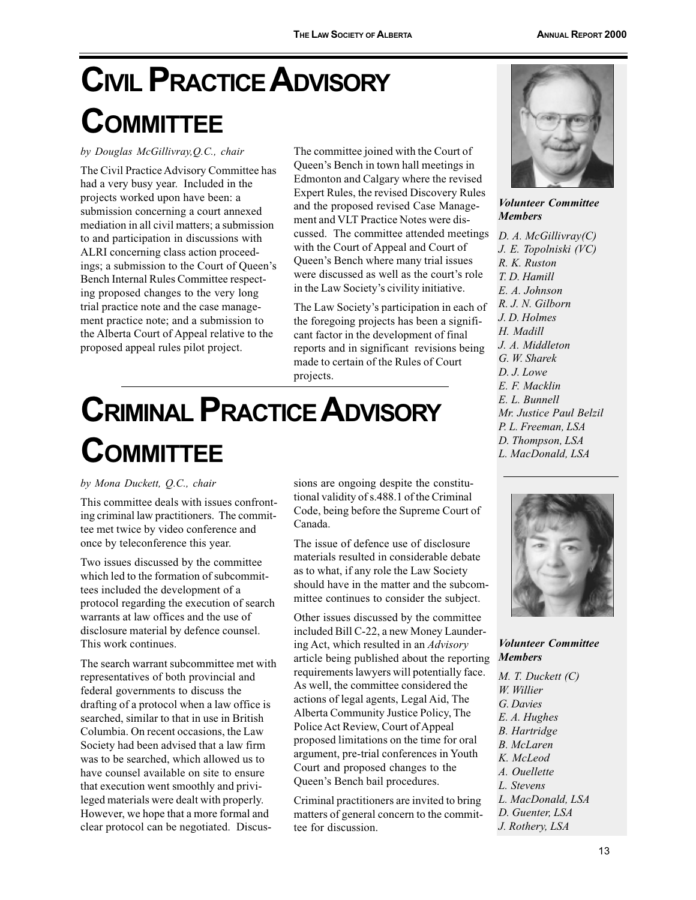# CIVIL PRACTICE ADVISORY COMMITTEE

*by Douglas McGillivray,Q.C., chair*

The Civil Practice Advisory Committee has had a very busy year. Included in the projects worked upon have been: a submission concerning a court annexed mediation in all civil matters; a submission to and participation in discussions with ALRI concerning class action proceedings; a submission to the Court of Queen's Bench Internal Rules Committee respecting proposed changes to the very long trial practice note and the case management practice note; and a submission to the Alberta Court of Appeal relative to the proposed appeal rules pilot project.

The committee joined with the Court of Queen's Bench in town hall meetings in Edmonton and Calgary where the revised Expert Rules, the revised Discovery Rules and the proposed revised Case Management and VLT Practice Notes were discussed. The committee attended meetings with the Court of Appeal and Court of Queen's Bench where many trial issues were discussed as well as the court's role in the Law Society's civility initiative.

The Law Society's participation in each of the foregoing projects has been a significant factor in the development of final reports and in significant revisions being made to certain of the Rules of Court projects.

***Volunteer Committee Members***

*D. A. McGillivray(C)*
*J. E. Topolniski (VC)*
*R. K. Ruston*
*T. D. Hamill*
*E. A. Johnson*
*R. J. N. Gilborn*
*J. D. Holmes*
*H. Madill*
*J. A. Middleton*
*G. W. Sharek*
*D. J. Lowe*
*E. F. Macklin*
*E. L. Bunnell*
*Mr. Justice Paul Belzil*
*P. L. Freeman, LSA*
*D. Thompson, LSA*
*L. MacDonald, LSA*

# CRIMINAL PRACTICE ADVISORY COMMITTEE

*by Mona Duckett, Q.C., chair*

This committee deals with issues confronting criminal law practitioners. The committee met twice by video conference and once by teleconference this year.

Two issues discussed by the committee which led to the formation of subcommittees included the development of a protocol regarding the execution of search warrants at law offices and the use of disclosure material by defence counsel. This work continues.

The search warrant subcommittee met with representatives of both provincial and federal governments to discuss the drafting of a protocol when a law office is searched, similar to that in use in British Columbia. On recent occasions, the Law Society had been advised that a law firm was to be searched, which allowed us to have counsel available on site to ensure that execution went smoothly and privileged materials were dealt with properly. However, we hope that a more formal and clear protocol can be negotiated. Discussions are ongoing despite the constitutional validity of s.488.1 of the Criminal Code, being before the Supreme Court of Canada.

The issue of defence use of disclosure materials resulted in considerable debate as to what, if any role the Law Society should have in the matter and the subcommittee continues to consider the subject.

Other issues discussed by the committee included Bill C-22, a new Money Laundering Act, which resulted in an *Advisory* article being published about the reporting requirements lawyers will potentially face. As well, the committee considered the actions of legal agents, Legal Aid, The Alberta Community Justice Policy, The Police Act Review, Court of Appeal proposed limitations on the time for oral argument, pre-trial conferences in Youth Court and proposed changes to the Queen's Bench bail procedures.

Criminal practitioners are invited to bring matters of general concern to the committee for discussion.

***Volunteer Committee Members***

*M. T. Duckett (C)*
*W. Willier*
*G. Davies*
*E. A. Hughes*
*B. Hartridge*
*B. McLaren*
*K. McLeod*
*A. Ouellette*
*L. Stevens*
*L. MacDonald, LSA*
*D. Guenter, LSA*
*J. Rothery, LSA*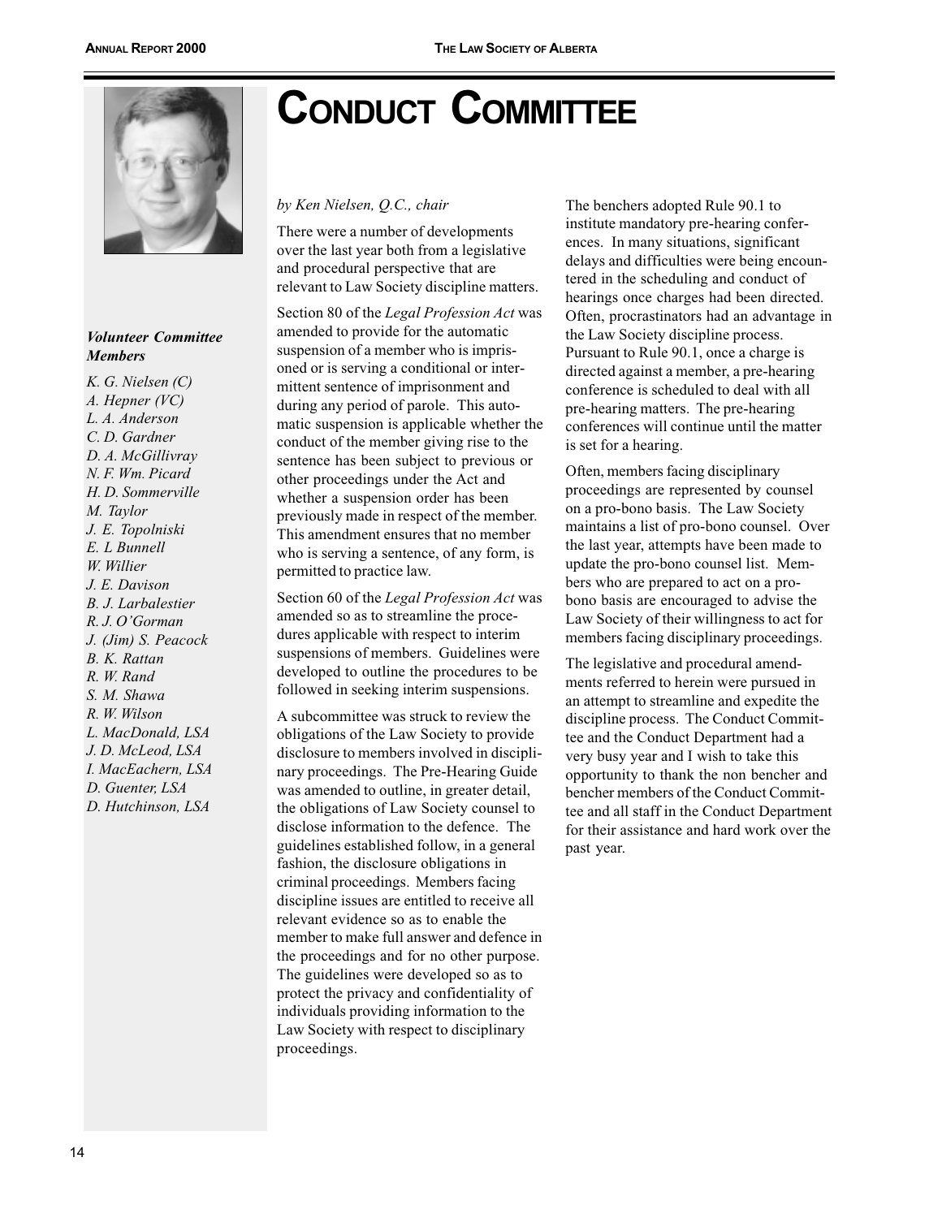# Conduct Committee

***Volunteer Committee Members***

*K. G. Nielsen (C)*
*A. Hepner (VC)*
*L. A. Anderson*
*C. D. Gardner*
*D. A. McGillivray*
*N. F. Wm. Picard*
*H. D. Sommerville*
*M. Taylor*
*J. E. Topolniski*
*E. L Bunnell*
*W. Willier*
*J. E. Davison*
*B. J. Larbalestier*
*R. J. O'Gorman*
*J. (Jim) S. Peacock*
*B. K. Rattan*
*R. W. Rand*
*S. M. Shawa*
*R. W. Wilson*
*L. MacDonald, LSA*
*J. D. McLeod, LSA*
*I. MacEachern, LSA*
*D. Guenter, LSA*
*D. Hutchinson, LSA*

*by Ken Nielsen, Q.C., chair*

There were a number of developments over the last year both from a legislative and procedural perspective that are relevant to Law Society discipline matters.

Section 80 of the *Legal Profession Act* was amended to provide for the automatic suspension of a member who is imprisoned or is serving a conditional or intermittent sentence of imprisonment and during any period of parole. This automatic suspension is applicable whether the conduct of the member giving rise to the sentence has been subject to previous or other proceedings under the Act and whether a suspension order has been previously made in respect of the member. This amendment ensures that no member who is serving a sentence, of any form, is permitted to practice law.

Section 60 of the *Legal Profession Act* was amended so as to streamline the procedures applicable with respect to interim suspensions of members. Guidelines were developed to outline the procedures to be followed in seeking interim suspensions.

A subcommittee was struck to review the obligations of the Law Society to provide disclosure to members involved in disciplinary proceedings. The Pre-Hearing Guide was amended to outline, in greater detail, the obligations of Law Society counsel to disclose information to the defence. The guidelines established follow, in a general fashion, the disclosure obligations in criminal proceedings. Members facing discipline issues are entitled to receive all relevant evidence so as to enable the member to make full answer and defence in the proceedings and for no other purpose. The guidelines were developed so as to protect the privacy and confidentiality of individuals providing information to the Law Society with respect to disciplinary proceedings.

The benchers adopted Rule 90.1 to institute mandatory pre-hearing conferences. In many situations, significant delays and difficulties were being encountered in the scheduling and conduct of hearings once charges had been directed. Often, procrastinators had an advantage in the Law Society discipline process. Pursuant to Rule 90.1, once a charge is directed against a member, a pre-hearing conference is scheduled to deal with all pre-hearing matters. The pre-hearing conferences will continue until the matter is set for a hearing.

Often, members facing disciplinary proceedings are represented by counsel on a pro-bono basis. The Law Society maintains a list of pro-bono counsel. Over the last year, attempts have been made to update the pro-bono counsel list. Members who are prepared to act on a pro-bono basis are encouraged to advise the Law Society of their willingness to act for members facing disciplinary proceedings.

The legislative and procedural amendments referred to herein were pursued in an attempt to streamline and expedite the discipline process. The Conduct Committee and the Conduct Department had a very busy year and I wish to take this opportunity to thank the non bencher and bencher members of the Conduct Committee and all staff in the Conduct Department for their assistance and hard work over the past year.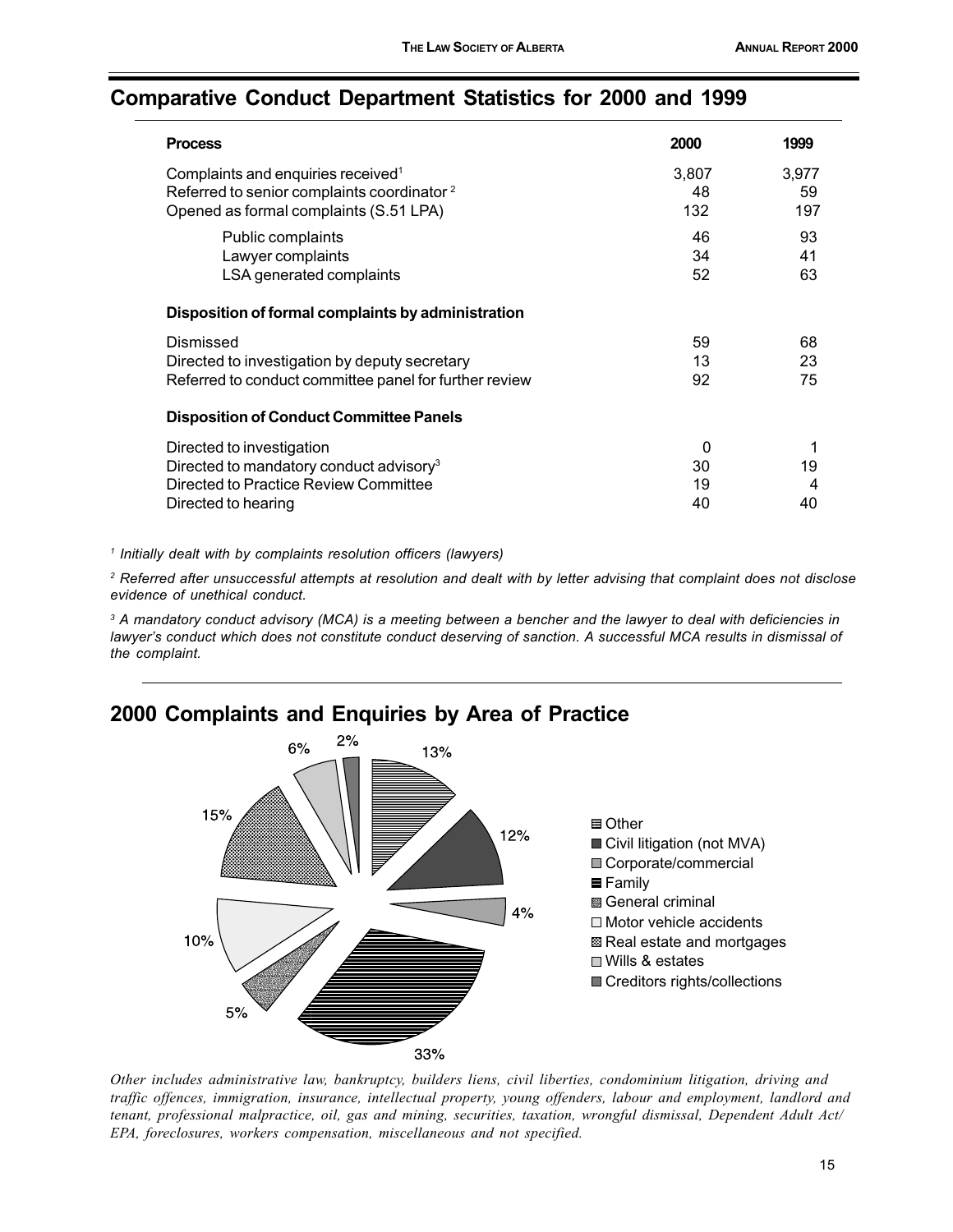## Comparative Conduct Department Statistics for 2000 and 1999

| Process | 2000 | 1999 |
|---|---|---|
| Complaints and enquiries received[1] | 3,807 | 3,977 |
| Referred to senior complaints coordinator[2] | 48 | 59 |
| Opened as formal complaints (S.51 LPA) | 132 | 197 |
| Public complaints | 46 | 93 |
| Lawyer complaints | 34 | 41 |
| LSA generated complaints | 52 | 63 |
| **Disposition of formal complaints by administration** | | |
| Dismissed | 59 | 68 |
| Directed to investigation by deputy secretary | 13 | 23 |
| Referred to conduct committee panel for further review | 92 | 75 |
| **Disposition of Conduct Committee Panels** | | |
| Directed to investigation | 0 | 1 |
| Directed to mandatory conduct advisory[3] | 30 | 19 |
| Directed to Practice Review Committee | 19 | 4 |
| Directed to hearing | 40 | 40 |

*[1] Initially dealt with by complaints resolution officers (lawyers)*

*[2] Referred after unsuccessful attempts at resolution and dealt with by letter advising that complaint does not disclose evidence of unethical conduct.*

*[3] A mandatory conduct advisory (MCA) is a meeting between a bencher and the lawyer to deal with deficiencies in lawyer's conduct which does not constitute conduct deserving of sanction. A successful MCA results in dismissal of the complaint.*

## 2000 Complaints and Enquiries by Area of Practice

| Area of Practice | Percentage |
|---|---|
| Other | 13% |
| Civil litigation (not MVA) | 12% |
| Corporate/commercial | 4% |
| Family | 33% |
| General criminal | 5% |
| Motor vehicle accidents | 10% |
| Real estate and mortgages | 15% |
| Wills & estates | 6% |
| Creditors rights/collections | 2% |

*Other includes administrative law, bankruptcy, builders liens, civil liberties, condominium litigation, driving and traffic offences, immigration, insurance, intellectual property, young offenders, labour and employment, landlord and tenant, professional malpractice, oil, gas and mining, securities, taxation, wrongful dismissal, Dependent Adult Act/ EPA, foreclosures, workers compensation, miscellaneous and not specified.*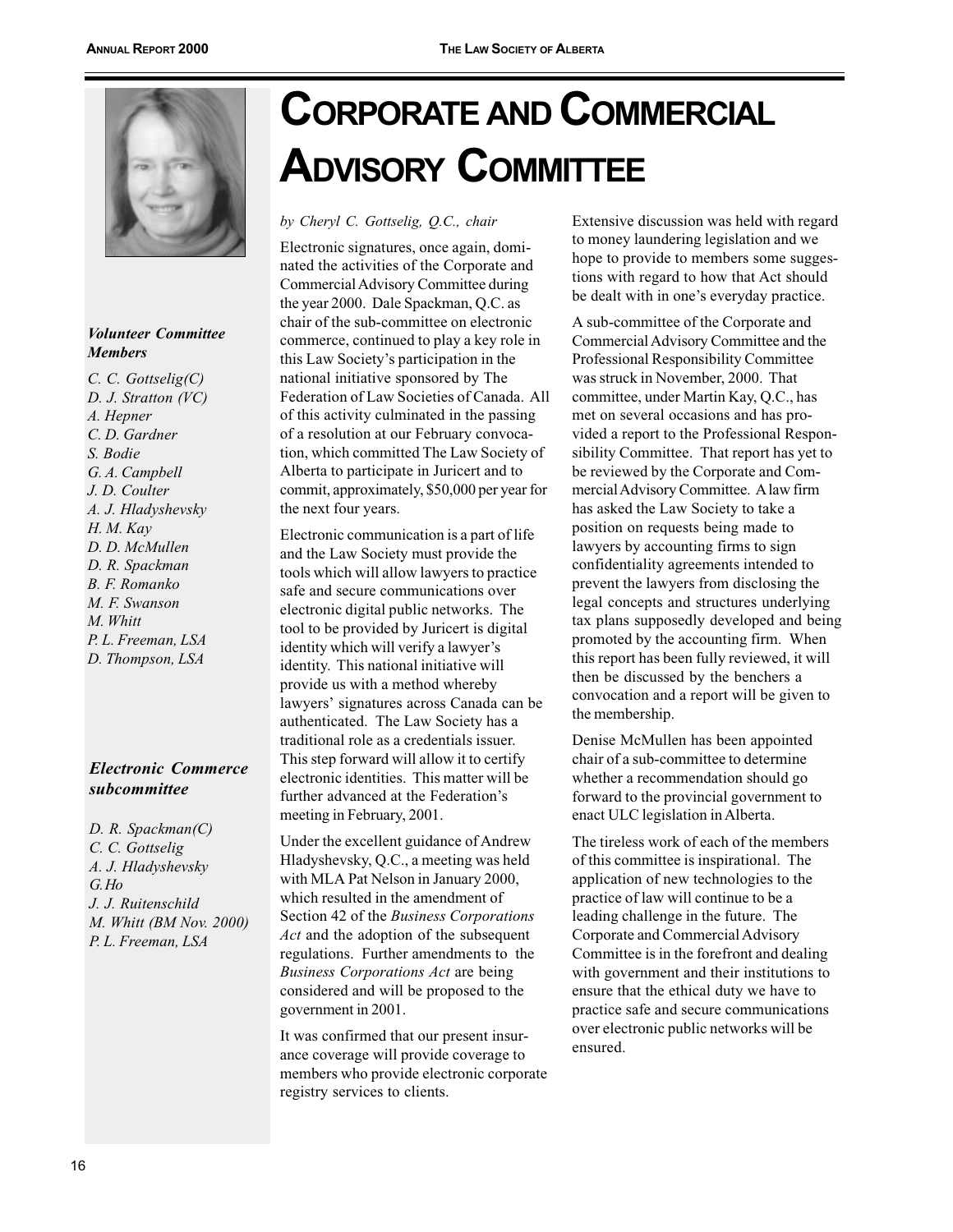# Corporate and Commercial Advisory Committee

*by Cheryl C. Gottselig, Q.C., chair*

Electronic signatures, once again, dominated the activities of the Corporate and Commercial Advisory Committee during the year 2000. Dale Spackman, Q.C. as chair of the sub-committee on electronic commerce, continued to play a key role in this Law Society's participation in the national initiative sponsored by The Federation of Law Societies of Canada. All of this activity culminated in the passing of a resolution at our February convocation, which committed The Law Society of Alberta to participate in Juricert and to commit, approximately, $50,000 per year for the next four years.

Electronic communication is a part of life and the Law Society must provide the tools which will allow lawyers to practice safe and secure communications over electronic digital public networks. The tool to be provided by Juricert is digital identity which will verify a lawyer's identity. This national initiative will provide us with a method whereby lawyers' signatures across Canada can be authenticated. The Law Society has a traditional role as a credentials issuer. This step forward will allow it to certify electronic identities. This matter will be further advanced at the Federation's meeting in February, 2001.

Under the excellent guidance of Andrew Hladyshevsky, Q.C., a meeting was held with MLA Pat Nelson in January 2000, which resulted in the amendment of Section 42 of the *Business Corporations Act* and the adoption of the subsequent regulations. Further amendments to the *Business Corporations Act* are being considered and will be proposed to the government in 2001.

It was confirmed that our present insurance coverage will provide coverage to members who provide electronic corporate registry services to clients.

Extensive discussion was held with regard to money laundering legislation and we hope to provide to members some suggestions with regard to how that Act should be dealt with in one's everyday practice.

A sub-committee of the Corporate and Commercial Advisory Committee and the Professional Responsibility Committee was struck in November, 2000. That committee, under Martin Kay, Q.C., has met on several occasions and has provided a report to the Professional Responsibility Committee. That report has yet to be reviewed by the Corporate and Commercial Advisory Committee. A law firm has asked the Law Society to take a position on requests being made to lawyers by accounting firms to sign confidentiality agreements intended to prevent the lawyers from disclosing the legal concepts and structures underlying tax plans supposedly developed and being promoted by the accounting firm. When this report has been fully reviewed, it will then be discussed by the benchers a convocation and a report will be given to the membership.

Denise McMullen has been appointed chair of a sub-committee to determine whether a recommendation should go forward to the provincial government to enact ULC legislation in Alberta.

The tireless work of each of the members of this committee is inspirational. The application of new technologies to the practice of law will continue to be a leading challenge in the future. The Corporate and Commercial Advisory Committee is in the forefront and dealing with government and their institutions to ensure that the ethical duty we have to practice safe and secure communications over electronic public networks will be ensured.

### *Volunteer Committee Members*

*C. C. Gottselig(C)*
*D. J. Stratton (VC)*
*A. Hepner*
*C. D. Gardner*
*S. Bodie*
*G. A. Campbell*
*J. D. Coulter*
*A. J. Hladyshevsky*
*H. M. Kay*
*D. D. McMullen*
*D. R. Spackman*
*B. F. Romanko*
*M. F. Swanson*
*M. Whitt*
*P. L. Freeman, LSA*
*D. Thompson, LSA*

### *Electronic Commerce subcommittee*

*D. R. Spackman(C)*
*C. C. Gottselig*
*A. J. Hladyshevsky*
*G.Ho*
*J. J. Ruitenschild*
*M. Whitt (BM Nov. 2000)*
*P. L. Freeman, LSA*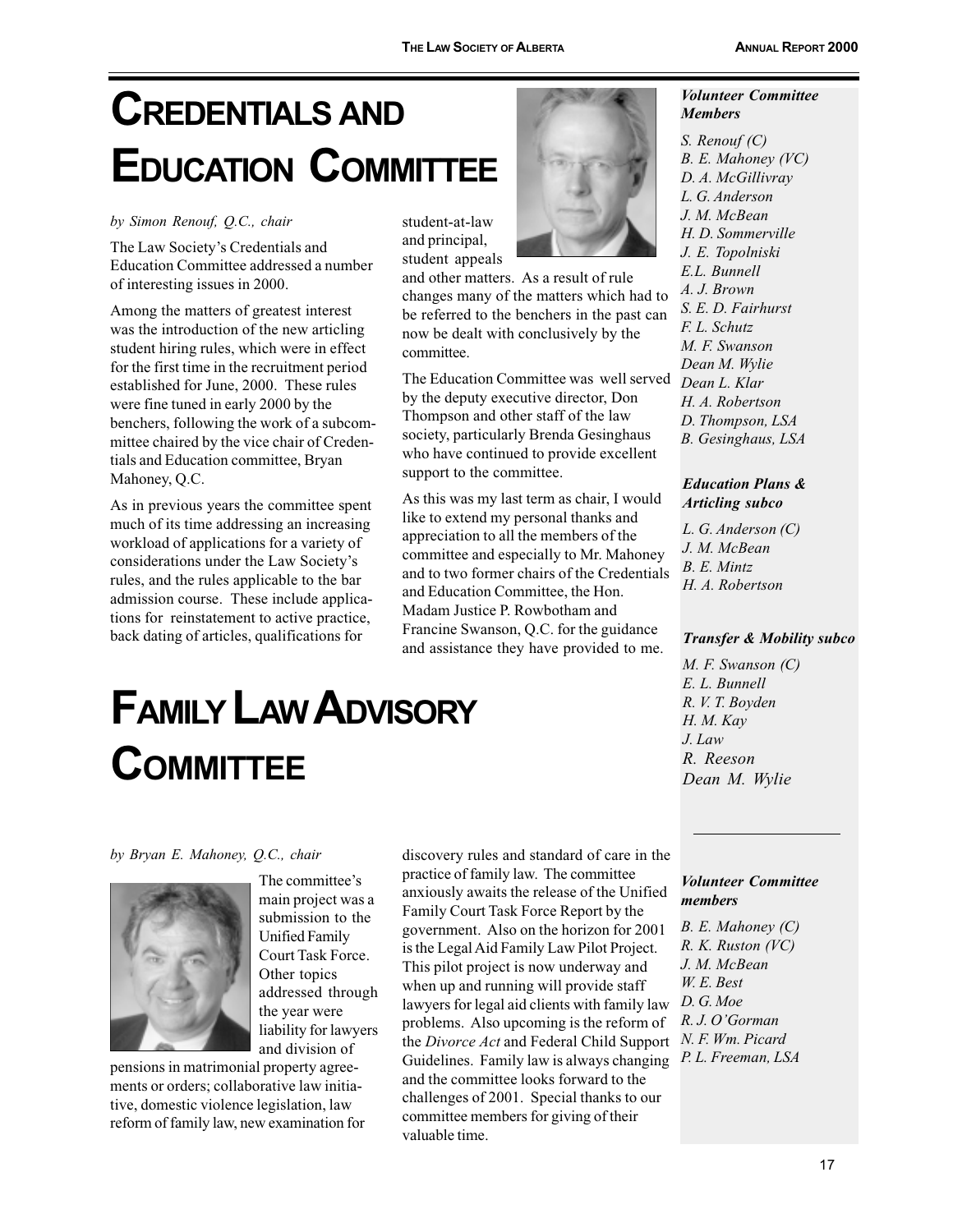# Credentials and Education Committee

*by Simon Renouf, Q.C., chair*

The Law Society's Credentials and Education Committee addressed a number of interesting issues in 2000.

Among the matters of greatest interest was the introduction of the new articling student hiring rules, which were in effect for the first time in the recruitment period established for June, 2000. These rules were fine tuned in early 2000 by the benchers, following the work of a subcommittee chaired by the vice chair of Credentials and Education committee, Bryan Mahoney, Q.C.

As in previous years the committee spent much of its time addressing an increasing workload of applications for a variety of considerations under the Law Society's rules, and the rules applicable to the bar admission course. These include applications for reinstatement to active practice, back dating of articles, qualifications for student-at-law and principal, student appeals and other matters. As a result of rule changes many of the matters which had to be referred to the benchers in the past can now be dealt with conclusively by the committee.

The Education Committee was well served by the deputy executive director, Don Thompson and other staff of the law society, particularly Brenda Gesinghaus who have continued to provide excellent support to the committee.

As this was my last term as chair, I would like to extend my personal thanks and appreciation to all the members of the committee and especially to Mr. Mahoney and to two former chairs of the Credentials and Education Committee, the Hon. Madam Justice P. Rowbotham and Francine Swanson, Q.C. for the guidance and assistance they have provided to me.

***Volunteer Committee Members***

*S. Renouf (C)*
*B. E. Mahoney (VC)*
*D. A. McGillivray*
*L. G. Anderson*
*J. M. McBean*
*H. D. Sommerville*
*J. E. Topolniski*
*E.L. Bunnell*
*A. J. Brown*
*S. E. D. Fairhurst*
*F. L. Schutz*
*M. F. Swanson*
*Dean M. Wylie*
*Dean L. Klar*
*H. A. Robertson*
*D. Thompson, LSA*
*B. Gesinghaus, LSA*

***Education Plans & Articling subco***

*L. G. Anderson (C)*
*J. M. McBean*
*B. E. Mintz*
*H. A. Robertson*

***Transfer & Mobility subco***

*M. F. Swanson (C)*
*E. L. Bunnell*
*R. V. T. Boyden*
*H. M. Kay*
*J. Law*
*R. Reeson*
*Dean M. Wylie*

# Family Law Advisory Committee

*by Bryan E. Mahoney, Q.C., chair*

The committee's main project was a submission to the Unified Family Court Task Force. Other topics addressed through the year were liability for lawyers and division of pensions in matrimonial property agreements or orders; collaborative law initiative, domestic violence legislation, law reform of family law, new examination for discovery rules and standard of care in the practice of family law. The committee anxiously awaits the release of the Unified Family Court Task Force Report by the government. Also on the horizon for 2001 is the Legal Aid Family Law Pilot Project. This pilot project is now underway and when up and running will provide staff lawyers for legal aid clients with family law problems. Also upcoming is the reform of the *Divorce Act* and Federal Child Support Guidelines. Family law is always changing and the committee looks forward to the challenges of 2001. Special thanks to our committee members for giving of their valuable time.

***Volunteer Committee members***

*B. E. Mahoney (C)*
*R. K. Ruston (VC)*
*J. M. McBean*
*W. E. Best*
*D. G. Moe*
*R. J. O'Gorman*
*N. F. Wm. Picard*
*P. L. Freeman, LSA*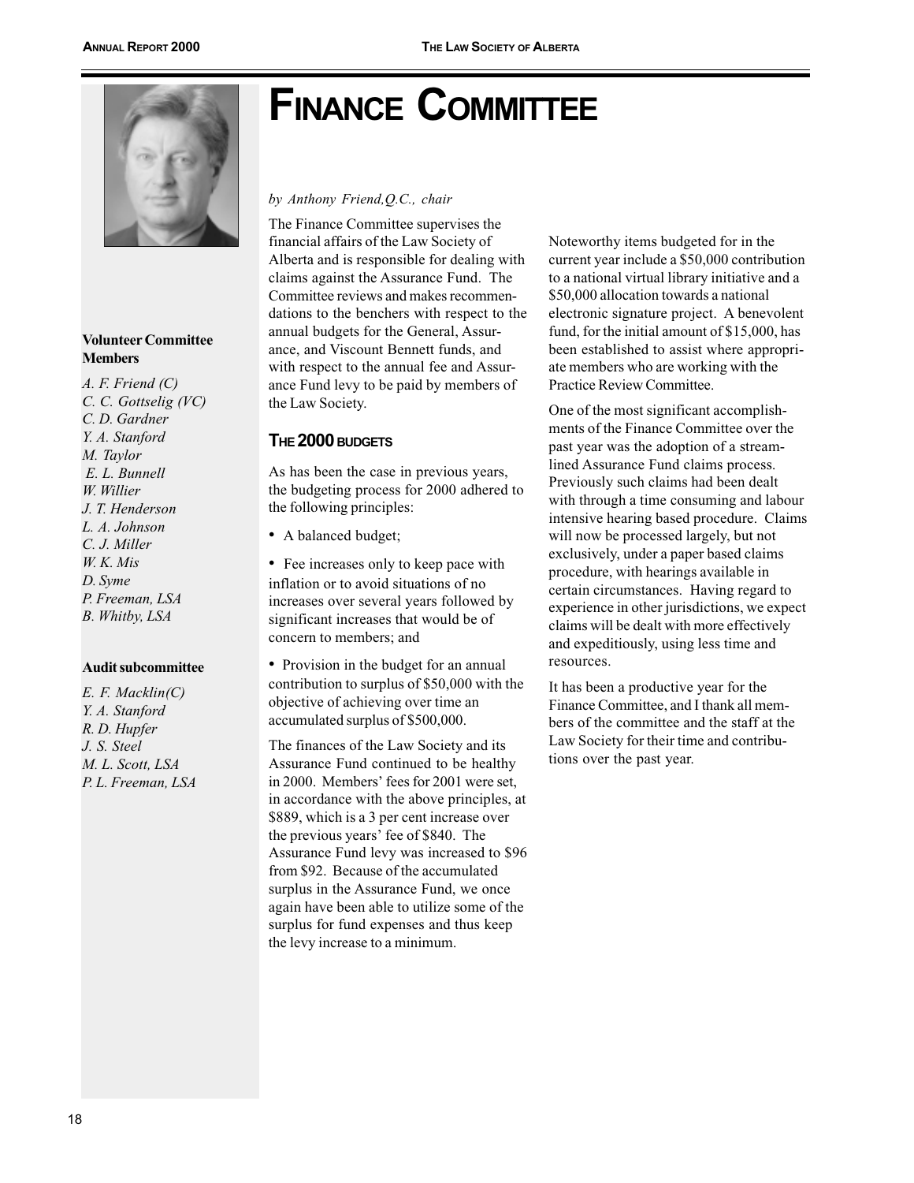# FINANCE COMMITTEE

*by Anthony Friend,Q.C., chair*

The Finance Committee supervises the financial affairs of the Law Society of Alberta and is responsible for dealing with claims against the Assurance Fund. The Committee reviews and makes recommendations to the benchers with respect to the annual budgets for the General, Assurance, and Viscount Bennett funds, and with respect to the annual fee and Assurance Fund levy to be paid by members of the Law Society.

## THE 2000 BUDGETS

As has been the case in previous years, the budgeting process for 2000 adhered to the following principles:

- A balanced budget;
- Fee increases only to keep pace with inflation or to avoid situations of no increases over several years followed by significant increases that would be of concern to members; and
- Provision in the budget for an annual contribution to surplus of $50,000 with the objective of achieving over time an accumulated surplus of $500,000.

The finances of the Law Society and its Assurance Fund continued to be healthy in 2000. Members' fees for 2001 were set, in accordance with the above principles, at $889, which is a 3 per cent increase over the previous years' fee of $840. The Assurance Fund levy was increased to $96 from $92. Because of the accumulated surplus in the Assurance Fund, we once again have been able to utilize some of the surplus for fund expenses and thus keep the levy increase to a minimum.

Noteworthy items budgeted for in the current year include a $50,000 contribution to a national virtual library initiative and a $50,000 allocation towards a national electronic signature project. A benevolent fund, for the initial amount of $15,000, has been established to assist where appropriate members who are working with the Practice Review Committee.

One of the most significant accomplishments of the Finance Committee over the past year was the adoption of a streamlined Assurance Fund claims process. Previously such claims had been dealt with through a time consuming and labour intensive hearing based procedure. Claims will now be processed largely, but not exclusively, under a paper based claims procedure, with hearings available in certain circumstances. Having regard to experience in other jurisdictions, we expect claims will be dealt with more effectively and expeditiously, using less time and resources.

It has been a productive year for the Finance Committee, and I thank all members of the committee and the staff at the Law Society for their time and contributions over the past year.

**Volunteer Committee Members**

*A. F. Friend (C)*
*C. C. Gottselig (VC)*
*C. D. Gardner*
*Y. A. Stanford*
*M. Taylor*
*E. L. Bunnell*
*W. Willier*
*J. T. Henderson*
*L. A. Johnson*
*C. J. Miller*
*W. K. Mis*
*D. Syme*
*P. Freeman, LSA*
*B. Whitby, LSA*

**Audit subcommittee**

*E. F. Macklin(C)*
*Y. A. Stanford*
*R. D. Hupfer*
*J. S. Steel*
*M. L. Scott, LSA*
*P. L. Freeman, LSA*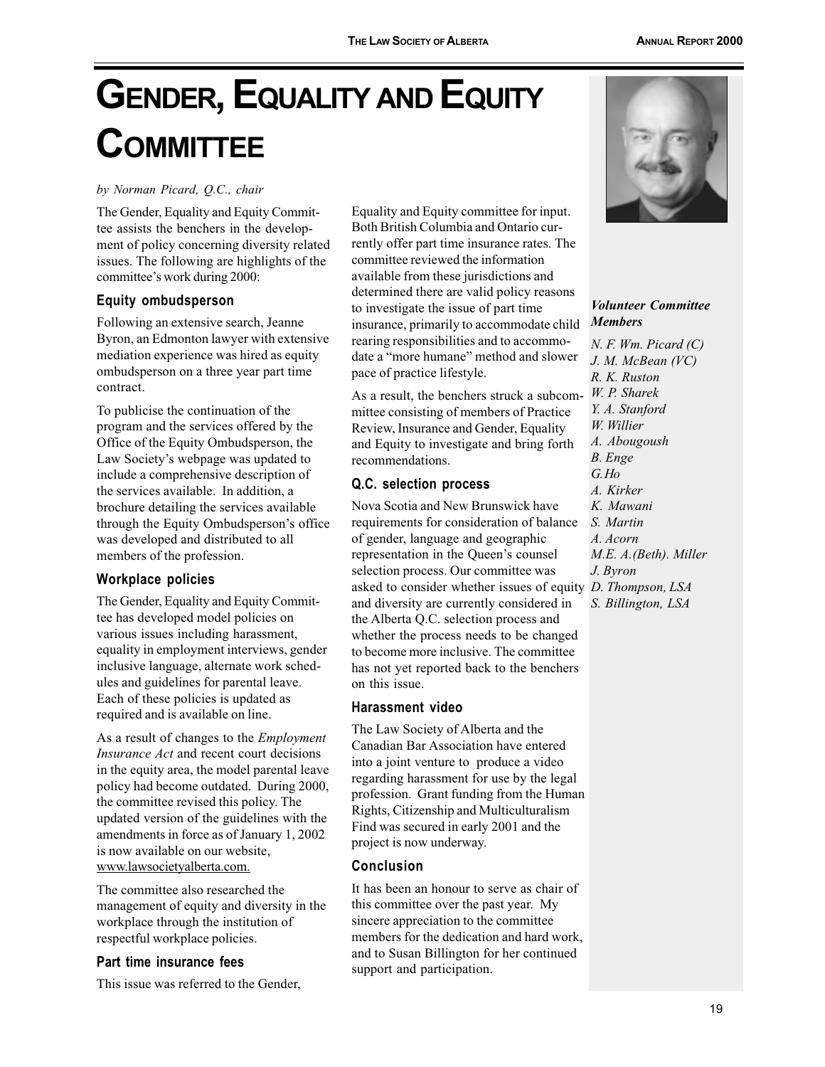# Gender, Equality and Equity Committee

*by Norman Picard, Q.C., chair*

The Gender, Equality and Equity Committee assists the benchers in the development of policy concerning diversity related issues. The following are highlights of the committee's work during 2000:

### Equity ombudsperson

Following an extensive search, Jeanne Byron, an Edmonton lawyer with extensive mediation experience was hired as equity ombudsperson on a three year part time contract.

To publicise the continuation of the program and the services offered by the Office of the Equity Ombudsperson, the Law Society's webpage was updated to include a comprehensive description of the services available. In addition, a brochure detailing the services available through the Equity Ombudsperson's office was developed and distributed to all members of the profession.

### Workplace policies

The Gender, Equality and Equity Committee has developed model policies on various issues including harassment, equality in employment interviews, gender inclusive language, alternate work schedules and guidelines for parental leave. Each of these policies is updated as required and is available on line.

As a result of changes to the *Employment Insurance Act* and recent court decisions in the equity area, the model parental leave policy had become outdated. During 2000, the committee revised this policy. The updated version of the guidelines with the amendments in force as of January 1, 2002 is now available on our website, www.lawsocietyalberta.com.

The committee also researched the management of equity and diversity in the workplace through the institution of respectful workplace policies.

### Part time insurance fees

This issue was referred to the Gender, Equality and Equity committee for input. Both British Columbia and Ontario currently offer part time insurance rates. The committee reviewed the information available from these jurisdictions and determined there are valid policy reasons to investigate the issue of part time insurance, primarily to accommodate child rearing responsibilities and to accommodate a "more humane" method and slower pace of practice lifestyle.

As a result, the benchers struck a subcommittee consisting of members of Practice Review, Insurance and Gender, Equality and Equity to investigate and bring forth recommendations.

### Q.C. selection process

Nova Scotia and New Brunswick have requirements for consideration of balance of gender, language and geographic representation in the Queen's counsel selection process. Our committee was asked to consider whether issues of equity and diversity are currently considered in the Alberta Q.C. selection process and whether the process needs to be changed to become more inclusive. The committee has not yet reported back to the benchers on this issue.

### Harassment video

The Law Society of Alberta and the Canadian Bar Association have entered into a joint venture to produce a video regarding harassment for use by the legal profession. Grant funding from the Human Rights, Citizenship and Multiculturalism Find was secured in early 2001 and the project is now underway.

### Conclusion

It has been an honour to serve as chair of this committee over the past year. My sincere appreciation to the committee members for the dedication and hard work, and to Susan Billington for her continued support and participation.

***Volunteer Committee Members***

*N. F. Wm. Picard (C)*
*J. M. McBean (VC)*
*R. K. Ruston*
*W. P. Sharek*
*Y. A. Stanford*
*W. Willier*
*A. Abougoush*
*B. Enge*
*G.Ho*
*A. Kirker*
*K. Mawani*
*S. Martin*
*A. Acorn*
*M.E. A.(Beth). Miller*
*J. Byron*
*D. Thompson, LSA*
*S. Billington, LSA*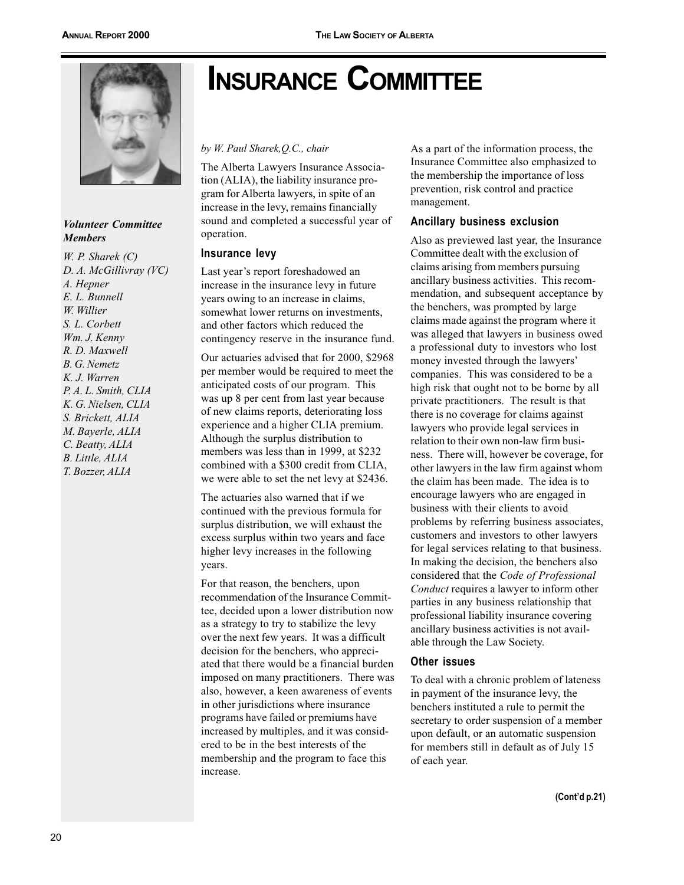# INSURANCE COMMITTEE

*by W. Paul Sharek,Q.C., chair*

The Alberta Lawyers Insurance Association (ALIA), the liability insurance program for Alberta lawyers, in spite of an increase in the levy, remains financially sound and completed a successful year of operation.

### Insurance levy

Last year's report foreshadowed an increase in the insurance levy in future years owing to an increase in claims, somewhat lower returns on investments, and other factors which reduced the contingency reserve in the insurance fund.

Our actuaries advised that for 2000, $2968 per member would be required to meet the anticipated costs of our program. This was up 8 per cent from last year because of new claims reports, deteriorating loss experience and a higher CLIA premium. Although the surplus distribution to members was less than in 1999, at $232 combined with a $300 credit from CLIA, we were able to set the net levy at $2436.

The actuaries also warned that if we continued with the previous formula for surplus distribution, we will exhaust the excess surplus within two years and face higher levy increases in the following years.

For that reason, the benchers, upon recommendation of the Insurance Committee, decided upon a lower distribution now as a strategy to try to stabilize the levy over the next few years. It was a difficult decision for the benchers, who appreciated that there would be a financial burden imposed on many practitioners. There was also, however, a keen awareness of events in other jurisdictions where insurance programs have failed or premiums have increased by multiples, and it was considered to be in the best interests of the membership and the program to face this increase.

As a part of the information process, the Insurance Committee also emphasized to the membership the importance of loss prevention, risk control and practice management.

### Ancillary business exclusion

Also as previewed last year, the Insurance Committee dealt with the exclusion of claims arising from members pursuing ancillary business activities. This recommendation, and subsequent acceptance by the benchers, was prompted by large claims made against the program where it was alleged that lawyers in business owed a professional duty to investors who lost money invested through the lawyers' companies. This was considered to be a high risk that ought not to be borne by all private practitioners. The result is that there is no coverage for claims against lawyers who provide legal services in relation to their own non-law firm business. There will, however be coverage, for other lawyers in the law firm against whom the claim has been made. The idea is to encourage lawyers who are engaged in business with their clients to avoid problems by referring business associates, customers and investors to other lawyers for legal services relating to that business. In making the decision, the benchers also considered that the *Code of Professional Conduct* requires a lawyer to inform other parties in any business relationship that professional liability insurance covering ancillary business activities is not available through the Law Society.

### Other issues

To deal with a chronic problem of lateness in payment of the insurance levy, the benchers instituted a rule to permit the secretary to order suspension of a member upon default, or an automatic suspension for members still in default as of July 15 of each year.

**(Cont'd p.21)**

***Volunteer Committee Members***

*W. P. Sharek (C)*
*D. A. McGillivray (VC)*
*A. Hepner*
*E. L. Bunnell*
*W. Willier*
*S. L. Corbett*
*Wm. J. Kenny*
*R. D. Maxwell*
*B. G. Nemetz*
*K. J. Warren*
*P. A. L. Smith, CLIA*
*K. G. Nielsen, CLIA*
*S. Brickett, ALIA*
*M. Bayerle, ALIA*
*C. Beatty, ALIA*
*B. Little, ALIA*
*T. Bozzer, ALIA*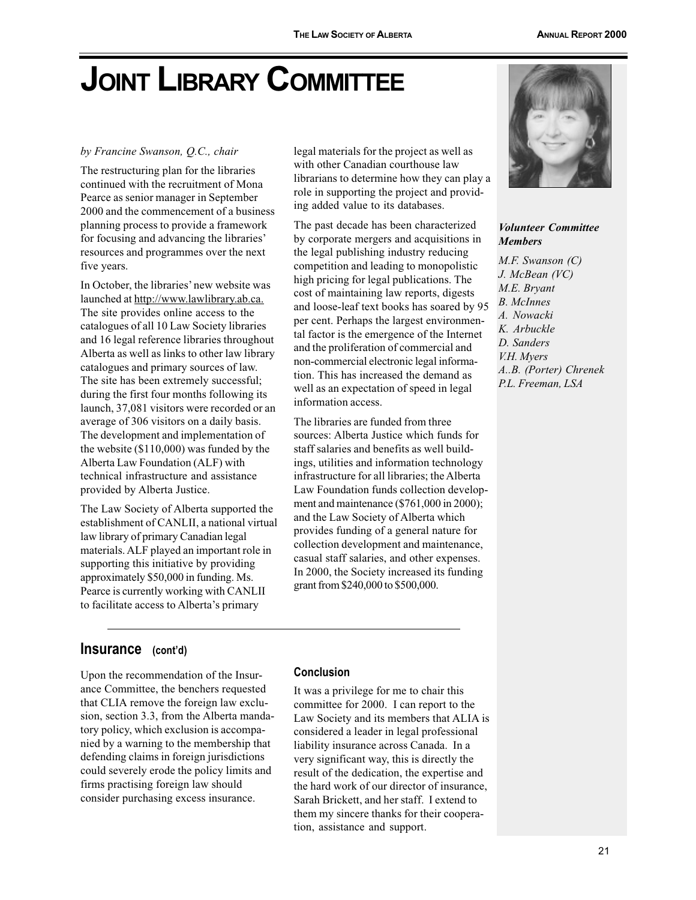# JOINT LIBRARY COMMITTEE

*by Francine Swanson, Q.C., chair*

The restructuring plan for the libraries continued with the recruitment of Mona Pearce as senior manager in September 2000 and the commencement of a business planning process to provide a framework for focusing and advancing the libraries' resources and programmes over the next five years.

In October, the libraries' new website was launched at http://www.lawlibrary.ab.ca. The site provides online access to the catalogues of all 10 Law Society libraries and 16 legal reference libraries throughout Alberta as well as links to other law library catalogues and primary sources of law. The site has been extremely successful; during the first four months following its launch, 37,081 visitors were recorded or an average of 306 visitors on a daily basis. The development and implementation of the website ($110,000) was funded by the Alberta Law Foundation (ALF) with technical infrastructure and assistance provided by Alberta Justice.

The Law Society of Alberta supported the establishment of CANLII, a national virtual law library of primary Canadian legal materials. ALF played an important role in supporting this initiative by providing approximately $50,000 in funding. Ms. Pearce is currently working with CANLII to facilitate access to Alberta's primary legal materials for the project as well as with other Canadian courthouse law librarians to determine how they can play a role in supporting the project and providing added value to its databases.

The past decade has been characterized by corporate mergers and acquisitions in the legal publishing industry reducing competition and leading to monopolistic high pricing for legal publications. The cost of maintaining law reports, digests and loose-leaf text books has soared by 95 per cent. Perhaps the largest environmental factor is the emergence of the Internet and the proliferation of commercial and non-commercial electronic legal information. This has increased the demand as well as an expectation of speed in legal information access.

The libraries are funded from three sources: Alberta Justice which funds for staff salaries and benefits as well buildings, utilities and information technology infrastructure for all libraries; the Alberta Law Foundation funds collection development and maintenance ($761,000 in 2000); and the Law Society of Alberta which provides funding of a general nature for collection development and maintenance, casual staff salaries, and other expenses. In 2000, the Society increased its funding grant from $240,000 to $500,000.

***Volunteer Committee Members***

*M.F. Swanson (C)*
*J. McBean (VC)*
*M.E. Bryant*
*B. McInnes*
*A. Nowacki*
*K. Arbuckle*
*D. Sanders*
*V.H. Myers*
*A..B. (Porter) Chrenek*
*P.L. Freeman, LSA*

## Insurance (cont'd)

Upon the recommendation of the Insurance Committee, the benchers requested that CLIA remove the foreign law exclusion, section 3.3, from the Alberta mandatory policy, which exclusion is accompanied by a warning to the membership that defending claims in foreign jurisdictions could severely erode the policy limits and firms practising foreign law should consider purchasing excess insurance.

### Conclusion

It was a privilege for me to chair this committee for 2000. I can report to the Law Society and its members that ALIA is considered a leader in legal professional liability insurance across Canada. In a very significant way, this is directly the result of the dedication, the expertise and the hard work of our director of insurance, Sarah Brickett, and her staff. I extend to them my sincere thanks for their cooperation, assistance and support.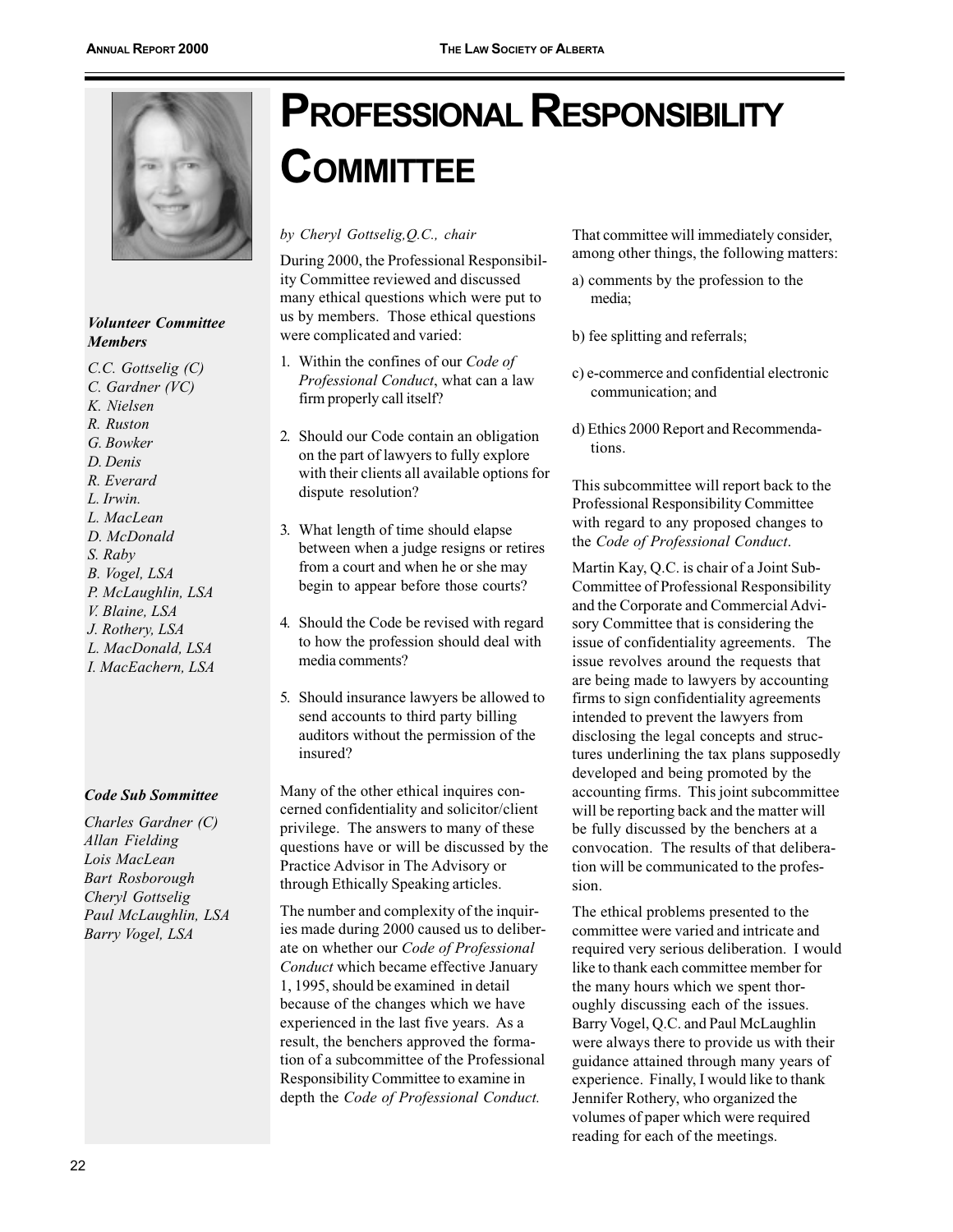# PROFESSIONAL RESPONSIBILITY COMMITTEE

***Volunteer Committee Members***

*C.C. Gottselig (C)*
*C. Gardner (VC)*
*K. Nielsen*
*R. Ruston*
*G. Bowker*
*D. Denis*
*R. Everard*
*L. Irwin.*
*L. MacLean*
*D. McDonald*
*S. Raby*
*B. Vogel, LSA*
*P. McLaughlin, LSA*
*V. Blaine, LSA*
*J. Rothery, LSA*
*L. MacDonald, LSA*
*I. MacEachern, LSA*

***Code Sub Sommittee***

*Charles Gardner (C)*
*Allan Fielding*
*Lois MacLean*
*Bart Rosborough*
*Cheryl Gottselig*
*Paul McLaughlin, LSA*
*Barry Vogel, LSA*

*by Cheryl Gottselig,Q.C., chair*

During 2000, the Professional Responsibility Committee reviewed and discussed many ethical questions which were put to us by members. Those ethical questions were complicated and varied:

1. Within the confines of our *Code of Professional Conduct*, what can a law firm properly call itself?
2. Should our Code contain an obligation on the part of lawyers to fully explore with their clients all available options for dispute resolution?
3. What length of time should elapse between when a judge resigns or retires from a court and when he or she may begin to appear before those courts?
4. Should the Code be revised with regard to how the profession should deal with media comments?
5. Should insurance lawyers be allowed to send accounts to third party billing auditors without the permission of the insured?

Many of the other ethical inquires concerned confidentiality and solicitor/client privilege. The answers to many of these questions have or will be discussed by the Practice Advisor in The Advisory or through Ethically Speaking articles.

The number and complexity of the inquiries made during 2000 caused us to deliberate on whether our *Code of Professional Conduct* which became effective January 1, 1995, should be examined in detail because of the changes which we have experienced in the last five years. As a result, the benchers approved the formation of a subcommittee of the Professional Responsibility Committee to examine in depth the *Code of Professional Conduct.*

That committee will immediately consider, among other things, the following matters:

a) comments by the profession to the media;

b) fee splitting and referrals;

c) e-commerce and confidential electronic communication; and

d) Ethics 2000 Report and Recommendations.

This subcommittee will report back to the Professional Responsibility Committee with regard to any proposed changes to the *Code of Professional Conduct*.

Martin Kay, Q.C. is chair of a Joint Sub-Committee of Professional Responsibility and the Corporate and Commercial Advisory Committee that is considering the issue of confidentiality agreements. The issue revolves around the requests that are being made to lawyers by accounting firms to sign confidentiality agreements intended to prevent the lawyers from disclosing the legal concepts and structures underlining the tax plans supposedly developed and being promoted by the accounting firms. This joint subcommittee will be reporting back and the matter will be fully discussed by the benchers at a convocation. The results of that deliberation will be communicated to the profession.

The ethical problems presented to the committee were varied and intricate and required very serious deliberation. I would like to thank each committee member for the many hours which we spent thoroughly discussing each of the issues. Barry Vogel, Q.C. and Paul McLaughlin were always there to provide us with their guidance attained through many years of experience. Finally, I would like to thank Jennifer Rothery, who organized the volumes of paper which were required reading for each of the meetings.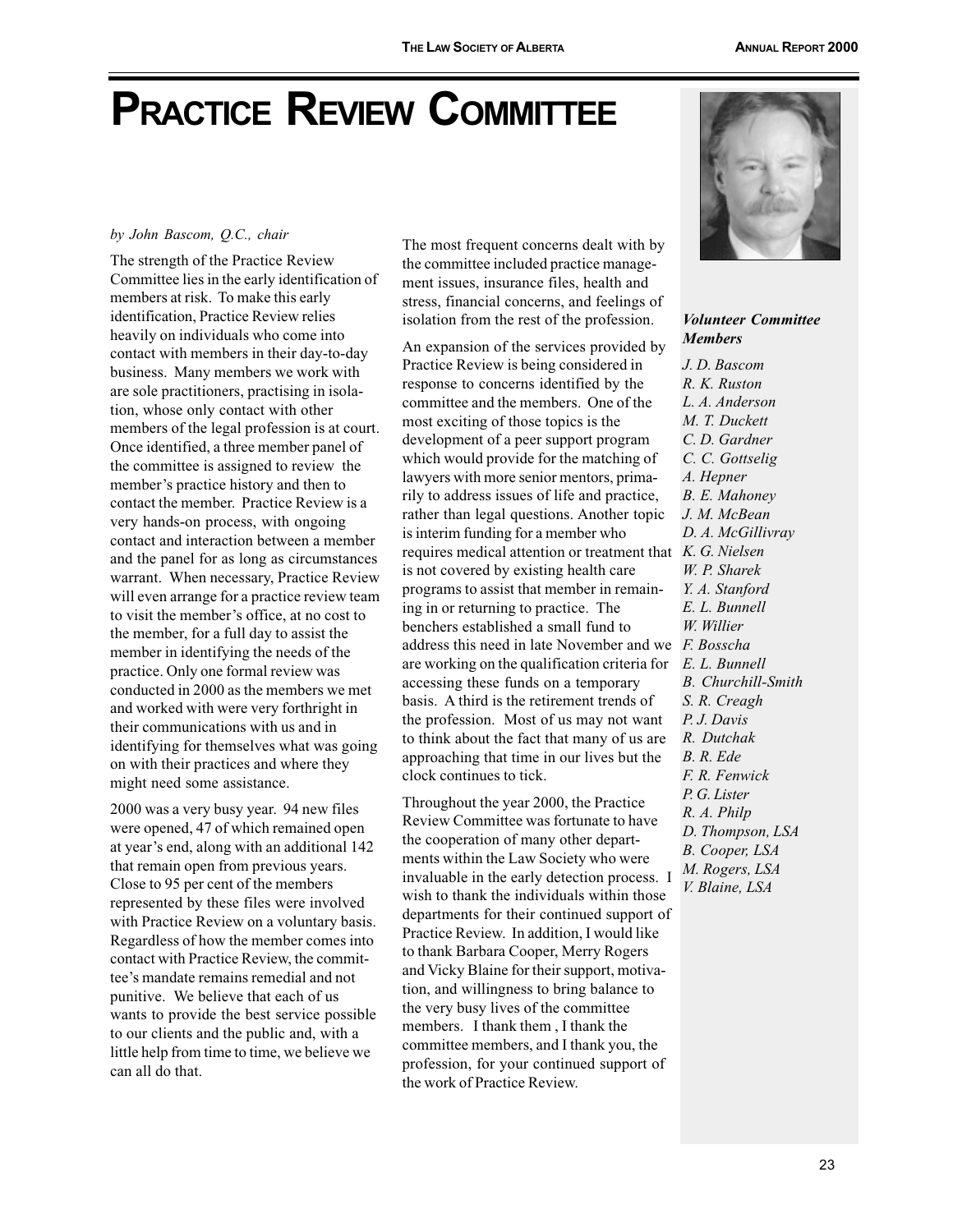# Practice Review Committee

*by John Bascom, Q.C., chair*

The strength of the Practice Review Committee lies in the early identification of members at risk. To make this early identification, Practice Review relies heavily on individuals who come into contact with members in their day-to-day business. Many members we work with are sole practitioners, practising in isolation, whose only contact with other members of the legal profession is at court. Once identified, a three member panel of the committee is assigned to review the member's practice history and then to contact the member. Practice Review is a very hands-on process, with ongoing contact and interaction between a member and the panel for as long as circumstances warrant. When necessary, Practice Review will even arrange for a practice review team to visit the member's office, at no cost to the member, for a full day to assist the member in identifying the needs of the practice. Only one formal review was conducted in 2000 as the members we met and worked with were very forthright in their communications with us and in identifying for themselves what was going on with their practices and where they might need some assistance.

2000 was a very busy year. 94 new files were opened, 47 of which remained open at year's end, along with an additional 142 that remain open from previous years. Close to 95 per cent of the members represented by these files were involved with Practice Review on a voluntary basis. Regardless of how the member comes into contact with Practice Review, the committee's mandate remains remedial and not punitive. We believe that each of us wants to provide the best service possible to our clients and the public and, with a little help from time to time, we believe we can all do that.

The most frequent concerns dealt with by the committee included practice management issues, insurance files, health and stress, financial concerns, and feelings of isolation from the rest of the profession.

An expansion of the services provided by Practice Review is being considered in response to concerns identified by the committee and the members. One of the most exciting of those topics is the development of a peer support program which would provide for the matching of lawyers with more senior mentors, primarily to address issues of life and practice, rather than legal questions. Another topic is interim funding for a member who requires medical attention or treatment that is not covered by existing health care programs to assist that member in remaining in or returning to practice. The benchers established a small fund to address this need in late November and we are working on the qualification criteria for accessing these funds on a temporary basis. A third is the retirement trends of the profession. Most of us may not want to think about the fact that many of us are approaching that time in our lives but the clock continues to tick.

Throughout the year 2000, the Practice Review Committee was fortunate to have the cooperation of many other departments within the Law Society who were invaluable in the early detection process. I wish to thank the individuals within those departments for their continued support of Practice Review. In addition, I would like to thank Barbara Cooper, Merry Rogers and Vicky Blaine for their support, motivation, and willingness to bring balance to the very busy lives of the committee members. I thank them , I thank the committee members, and I thank you, the profession, for your continued support of the work of Practice Review.

***Volunteer Committee Members***

*J. D. Bascom*
*R. K. Ruston*
*L. A. Anderson*
*M. T. Duckett*
*C. D. Gardner*
*C. C. Gottselig*
*A. Hepner*
*B. E. Mahoney*
*J. M. McBean*
*D. A. McGillivray*
*K. G. Nielsen*
*W. P. Sharek*
*Y. A. Stanford*
*E. L. Bunnell*
*W. Willier*
*F. Bosscha*
*E. L. Bunnell*
*B. Churchill-Smith*
*S. R. Creagh*
*P. J. Davis*
*R. Dutchak*
*B. R. Ede*
*F. R. Fenwick*
*P. G. Lister*
*R. A. Philp*
*D. Thompson, LSA*
*B. Cooper, LSA*
*M. Rogers, LSA*
*V. Blaine, LSA*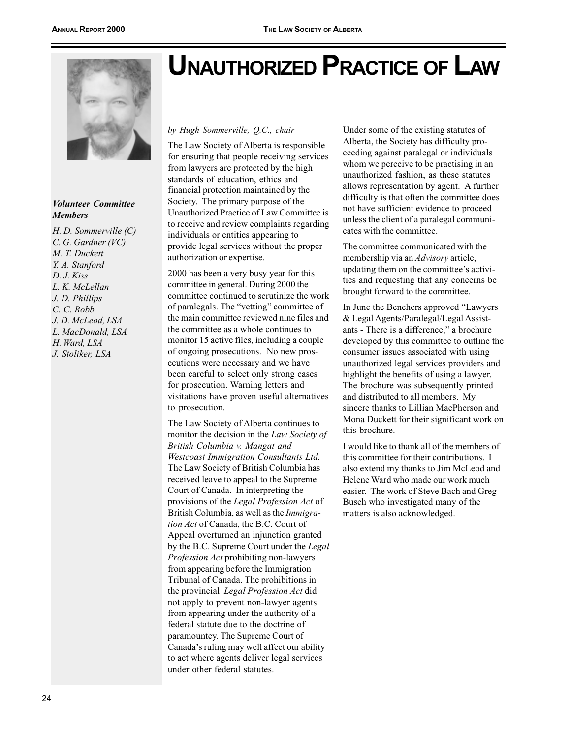# Unauthorized Practice of Law

***Volunteer Committee Members***

*H. D. Sommerville (C)*
*C. G. Gardner (VC)*
*M. T. Duckett*
*Y. A. Stanford*
*D. J. Kiss*
*L. K. McLellan*
*J. D. Phillips*
*C. C. Robb*
*J. D. McLeod, LSA*
*L. MacDonald, LSA*
*H. Ward, LSA*
*J. Stoliker, LSA*

*by Hugh Sommerville, Q.C., chair*

The Law Society of Alberta is responsible for ensuring that people receiving services from lawyers are protected by the high standards of education, ethics and financial protection maintained by the Society. The primary purpose of the Unauthorized Practice of Law Committee is to receive and review complaints regarding individuals or entities appearing to provide legal services without the proper authorization or expertise.

2000 has been a very busy year for this committee in general. During 2000 the committee continued to scrutinize the work of paralegals. The "vetting" committee of the main committee reviewed nine files and the committee as a whole continues to monitor 15 active files, including a couple of ongoing prosecutions. No new prosecutions were necessary and we have been careful to select only strong cases for prosecution. Warning letters and visitations have proven useful alternatives to prosecution.

The Law Society of Alberta continues to monitor the decision in the *Law Society of British Columbia v. Mangat and Westcoast Immigration Consultants Ltd.* The Law Society of British Columbia has received leave to appeal to the Supreme Court of Canada. In interpreting the provisions of the *Legal Profession Act* of British Columbia, as well as the *Immigration Act* of Canada, the B.C. Court of Appeal overturned an injunction granted by the B.C. Supreme Court under the *Legal Profession Act* prohibiting non-lawyers from appearing before the Immigration Tribunal of Canada. The prohibitions in the provincial *Legal Profession Act* did not apply to prevent non-lawyer agents from appearing under the authority of a federal statute due to the doctrine of paramountcy. The Supreme Court of Canada's ruling may well affect our ability to act where agents deliver legal services under other federal statutes.

Under some of the existing statutes of Alberta, the Society has difficulty proceeding against paralegal or individuals whom we perceive to be practising in an unauthorized fashion, as these statutes allows representation by agent. A further difficulty is that often the committee does not have sufficient evidence to proceed unless the client of a paralegal communicates with the committee.

The committee communicated with the membership via an *Advisory* article, updating them on the committee's activities and requesting that any concerns be brought forward to the committee.

In June the Benchers approved "Lawyers & Legal Agents/Paralegal/Legal Assistants - There is a difference," a brochure developed by this committee to outline the consumer issues associated with using unauthorized legal services providers and highlight the benefits of using a lawyer. The brochure was subsequently printed and distributed to all members. My sincere thanks to Lillian MacPherson and Mona Duckett for their significant work on this brochure.

I would like to thank all of the members of this committee for their contributions. I also extend my thanks to Jim McLeod and Helene Ward who made our work much easier. The work of Steve Bach and Greg Busch who investigated many of the matters is also acknowledged.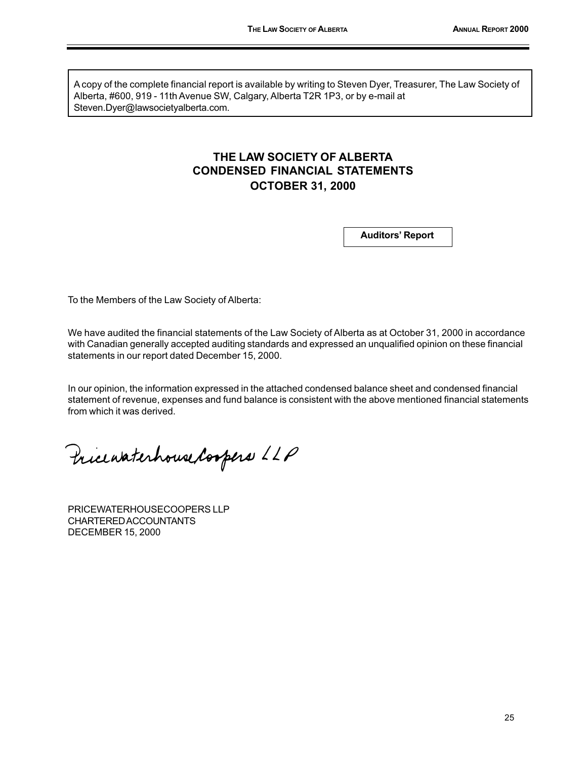A copy of the complete financial report is available by writing to Steven Dyer, Treasurer, The Law Society of Alberta, #600, 919 - 11th Avenue SW, Calgary, Alberta T2R 1P3, or by e-mail at Steven.Dyer@lawsocietyalberta.com.

# THE LAW SOCIETY OF ALBERTA
# CONDENSED FINANCIAL STATEMENTS
# OCTOBER 31, 2000

## Auditors' Report

To the Members of the Law Society of Alberta:

We have audited the financial statements of the Law Society of Alberta as at October 31, 2000 in accordance with Canadian generally accepted auditing standards and expressed an unqualified opinion on these financial statements in our report dated December 15, 2000.

In our opinion, the information expressed in the attached condensed balance sheet and condensed financial statement of revenue, expenses and fund balance is consistent with the above mentioned financial statements from which it was derived.

PricewaterhouseCoopers LLP

PRICEWATERHOUSECOOPERS LLP
CHARTERED ACCOUNTANTS
DECEMBER 15, 2000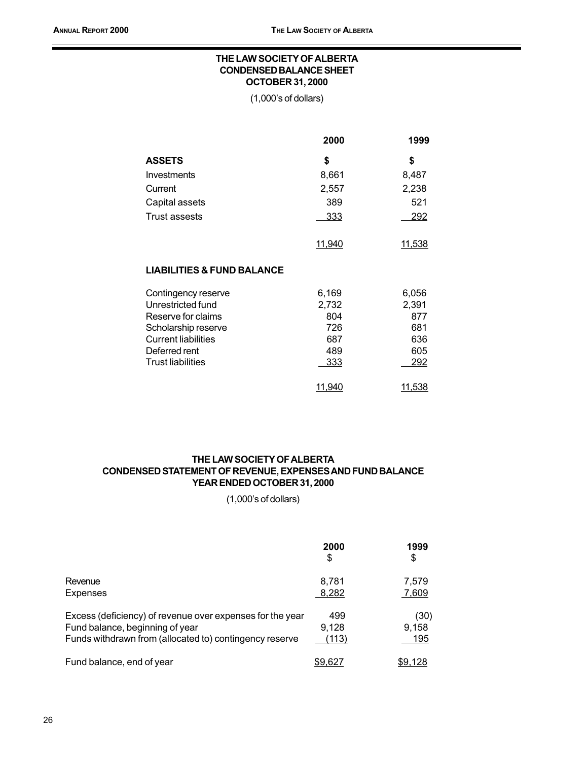## THE LAW SOCIETY OF ALBERTA
## CONDENSED BALANCE SHEET
## OCTOBER 31, 2000

(1,000's of dollars)

| | 2000 | 1999 |
|---|---|---|
| **ASSETS** | **$** | **$** |
| Investments | 8,661 | 8,487 |
| Current | 2,557 | 2,238 |
| Capital assets | 389 | 521 |
| Trust assests | 333 | 292 |
| | 11,940 | 11,538 |
| **LIABILITIES & FUND BALANCE** | | |
| Contingency reserve | 6,169 | 6,056 |
| Unrestricted fund | 2,732 | 2,391 |
| Reserve for claims | 804 | 877 |
| Scholarship reserve | 726 | 681 |
| Current liabilities | 687 | 636 |
| Deferred rent | 489 | 605 |
| Trust liabilities | 333 | 292 |
| | 11,940 | 11,538 |

## THE LAW SOCIETY OF ALBERTA
## CONDENSED STATEMENT OF REVENUE, EXPENSES AND FUND BALANCE
## YEAR ENDED OCTOBER 31, 2000

(1,000's of dollars)

| | 2000<br>$ | 1999<br>$ |
|---|---|---|
| Revenue | 8,781 | 7,579 |
| Expenses | 8,282 | 7,609 |
| Excess (deficiency) of revenue over expenses for the year | 499 | (30) |
| Fund balance, beginning of year | 9,128 | 9,158 |
| Funds withdrawn from (allocated to) contingency reserve | (113) | 195 |
| Fund balance, end of year | $9,627 | $9,128 |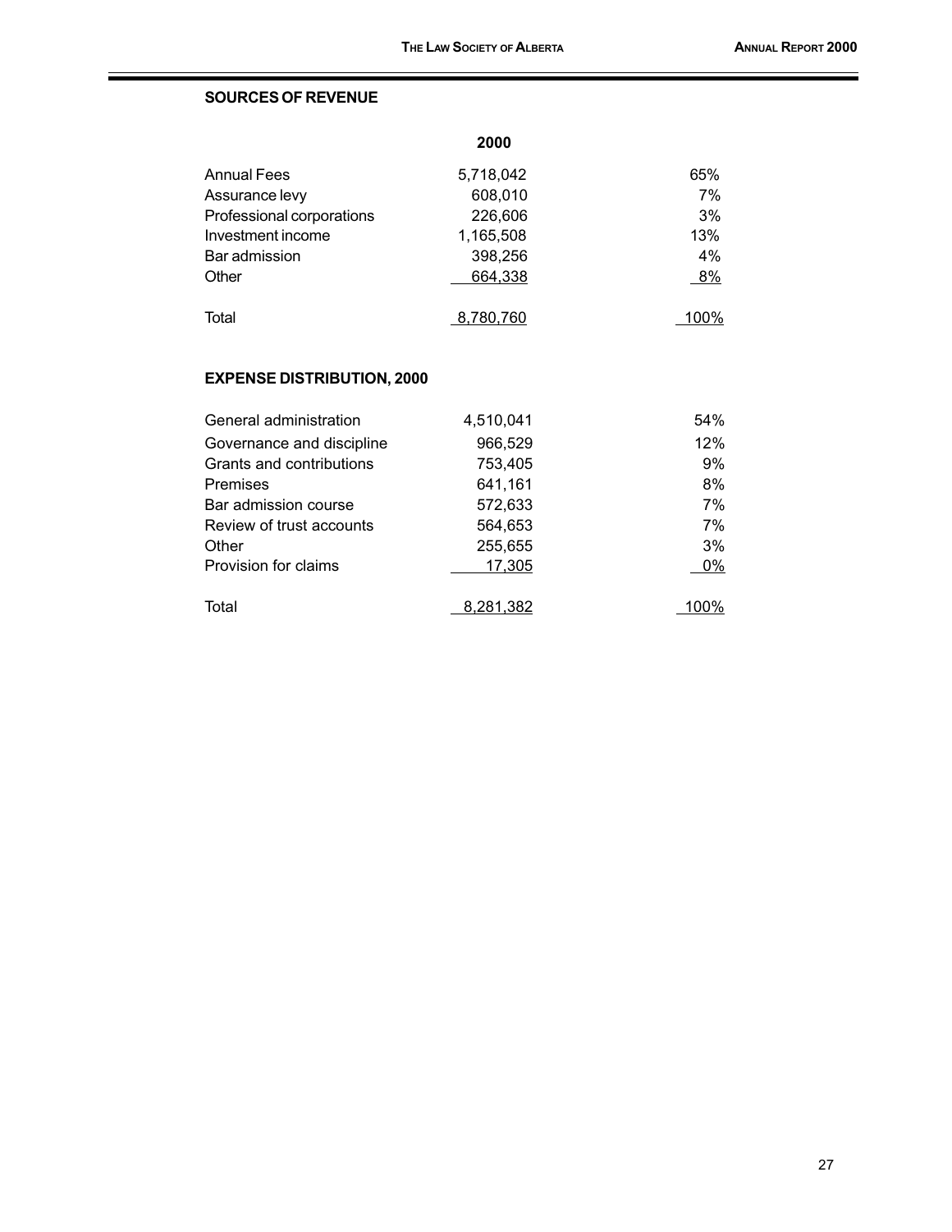## SOURCES OF REVENUE

| | 2000 | |
|---|---|---|
| Annual Fees | 5,718,042 | 65% |
| Assurance levy | 608,010 | 7% |
| Professional corporations | 226,606 | 3% |
| Investment income | 1,165,508 | 13% |
| Bar admission | 398,256 | 4% |
| Other | 664,338 | 8% |
| Total | 8,780,760 | 100% |

## EXPENSE DISTRIBUTION, 2000

| | | |
|---|---|---|
| General administration | 4,510,041 | 54% |
| Governance and discipline | 966,529 | 12% |
| Grants and contributions | 753,405 | 9% |
| Premises | 641,161 | 8% |
| Bar admission course | 572,633 | 7% |
| Review of trust accounts | 564,653 | 7% |
| Other | 255,655 | 3% |
| Provision for claims | 17,305 | 0% |
| Total | 8,281,382 | 100% |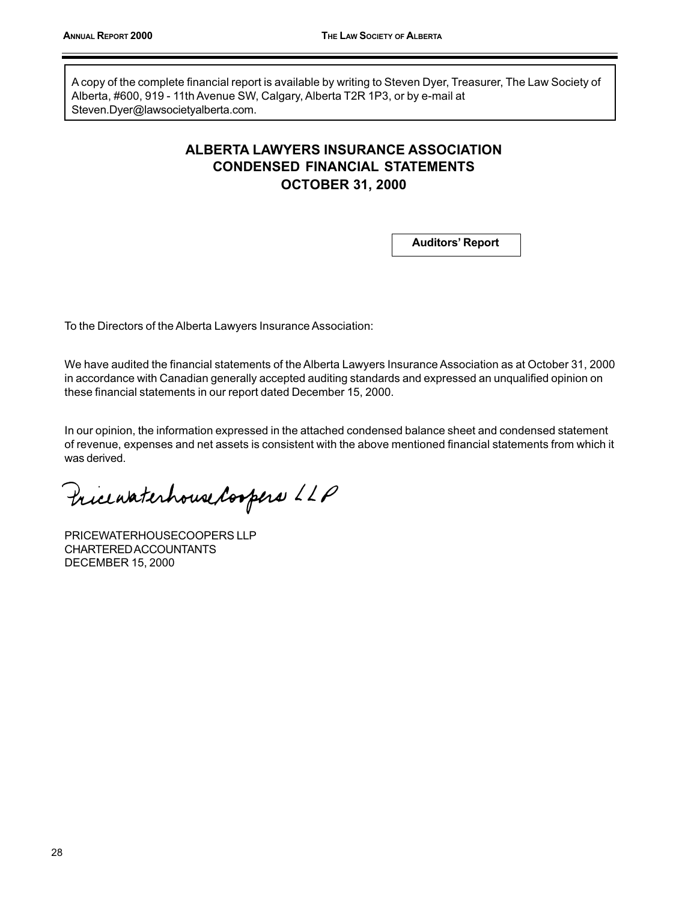A copy of the complete financial report is available by writing to Steven Dyer, Treasurer, The Law Society of Alberta, #600, 919 - 11th Avenue SW, Calgary, Alberta T2R 1P3, or by e-mail at Steven.Dyer@lawsocietyalberta.com.

# ALBERTA LAWYERS INSURANCE ASSOCIATION
# CONDENSED FINANCIAL STATEMENTS
# OCTOBER 31, 2000

**Auditors' Report**

To the Directors of the Alberta Lawyers Insurance Association:

We have audited the financial statements of the Alberta Lawyers Insurance Association as at October 31, 2000 in accordance with Canadian generally accepted auditing standards and expressed an unqualified opinion on these financial statements in our report dated December 15, 2000.

In our opinion, the information expressed in the attached condensed balance sheet and condensed statement of revenue, expenses and net assets is consistent with the above mentioned financial statements from which it was derived.

PricewaterhouseCoopers LLP

PRICEWATERHOUSECOOPERS LLP
CHARTERED ACCOUNTANTS
DECEMBER 15, 2000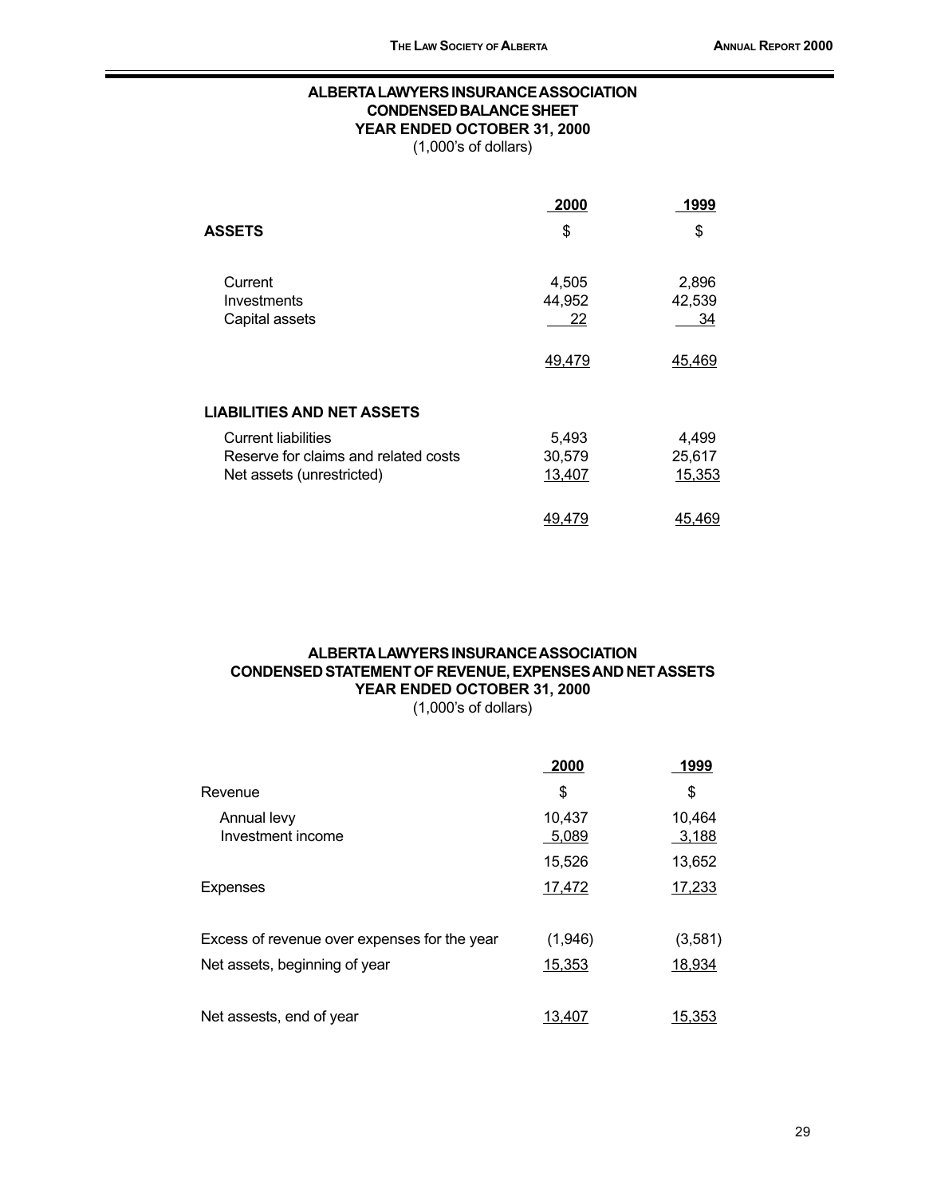## ALBERTA LAWYERS INSURANCE ASSOCIATION
## CONDENSED BALANCE SHEET
## YEAR ENDED OCTOBER 31, 2000

(1,000's of dollars)

| | 2000 | 1999 |
|---|---|---|
| **ASSETS** | $ | $ |
| Current | 4,505 | 2,896 |
| Investments | 44,952 | 42,539 |
| Capital assets | 22 | 34 |
| | 49,479 | 45,469 |
| **LIABILITIES AND NET ASSETS** | | |
| Current liabilities | 5,493 | 4,499 |
| Reserve for claims and related costs | 30,579 | 25,617 |
| Net assets (unrestricted) | 13,407 | 15,353 |
| | 49,479 | 45,469 |

## ALBERTA LAWYERS INSURANCE ASSOCIATION
## CONDENSED STATEMENT OF REVENUE, EXPENSES AND NET ASSETS
## YEAR ENDED OCTOBER 31, 2000

(1,000's of dollars)

| | 2000 | 1999 |
|---|---|---|
| Revenue | $ | $ |
| Annual levy | 10,437 | 10,464 |
| Investment income | 5,089 | 3,188 |
| | 15,526 | 13,652 |
| Expenses | 17,472 | 17,233 |
| Excess of revenue over expenses for the year | (1,946) | (3,581) |
| Net assets, beginning of year | 15,353 | 18,934 |
| Net assests, end of year | 13,407 | 15,353 |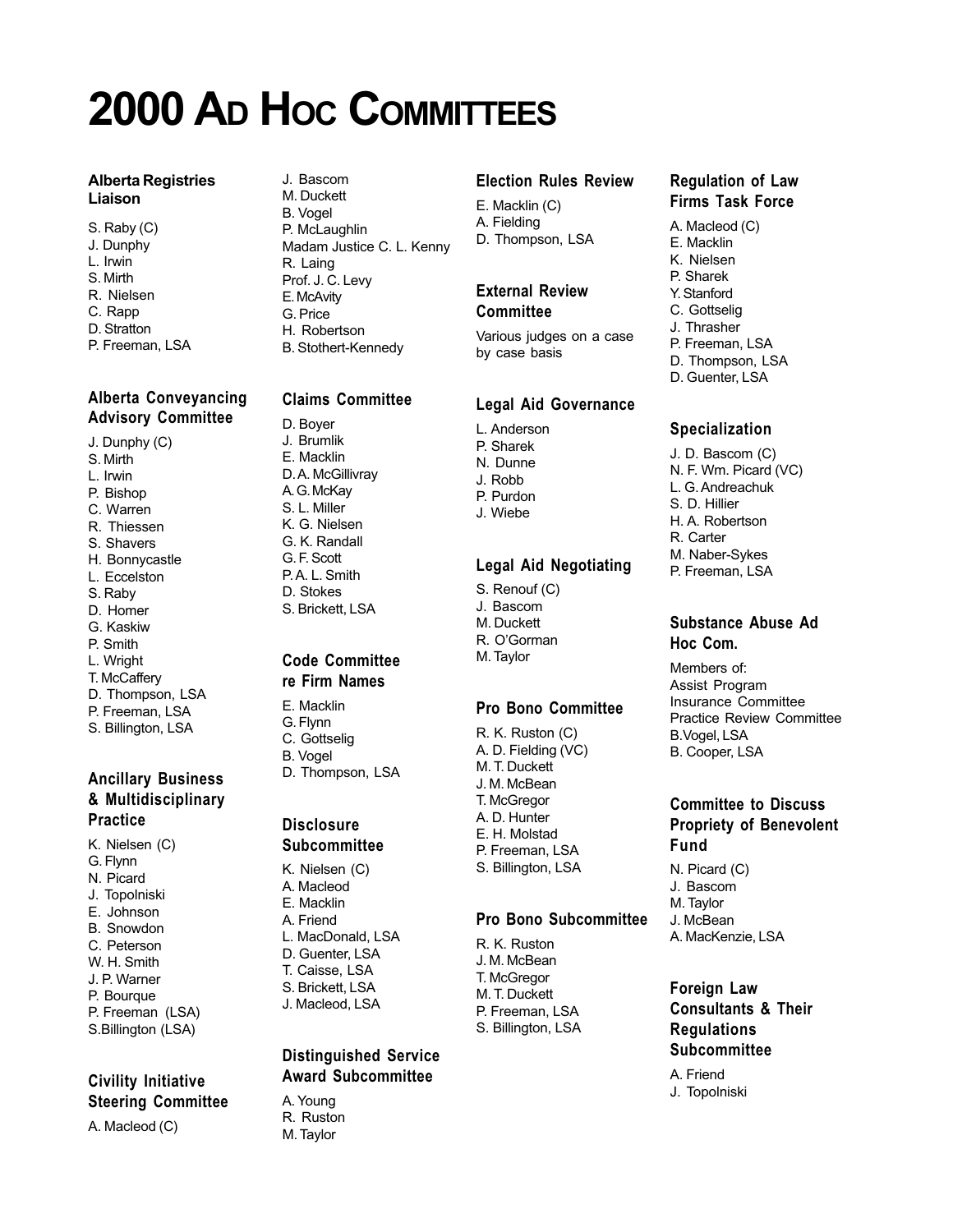# 2000 Ad Hoc Committees

### Alberta Registries Liaison

S. Raby (C)
J. Dunphy
L. Irwin
S. Mirth
R. Nielsen
C. Rapp
D. Stratton
P. Freeman, LSA

### Alberta Conveyancing Advisory Committee

J. Dunphy (C)
S. Mirth
L. Irwin
P. Bishop
C. Warren
R. Thiessen
S. Shavers
H. Bonnycastle
L. Eccelston
S. Raby
D. Homer
G. Kaskiw
P. Smith
L. Wright
T. McCaffery
D. Thompson, LSA
P. Freeman, LSA
S. Billington, LSA

### Ancillary Business & Multidisciplinary Practice

K. Nielsen (C)
G. Flynn
N. Picard
J. Topolniski
E. Johnson
B. Snowdon
C. Peterson
W. H. Smith
J. P. Warner
P. Bourque
P. Freeman (LSA)
S.Billington (LSA)

### Civility Initiative Steering Committee

A. Macleod (C)
J. Bascom
M. Duckett
B. Vogel
P. McLaughlin
Madam Justice C. L. Kenny
R. Laing
Prof. J. C. Levy
E. McAvity
G. Price
H. Robertson
B. Stothert-Kennedy

### Claims Committee

D. Boyer
J. Brumlik
E. Macklin
D. A. McGillivray
A. G. McKay
S. L. Miller
K. G. Nielsen
G. K. Randall
G. F. Scott
P. A. L. Smith
D. Stokes
S. Brickett, LSA

### Code Committee re Firm Names

E. Macklin
G. Flynn
C. Gottselig
B. Vogel
D. Thompson, LSA

### Disclosure Subcommittee

K. Nielsen (C)
A. Macleod
E. Macklin
A. Friend
L. MacDonald, LSA
D. Guenter, LSA
T. Caisse, LSA
S. Brickett, LSA
J. Macleod, LSA

### Distinguished Service Award Subcommittee

A. Young
R. Ruston
M. Taylor

### Election Rules Review

E. Macklin (C)
A. Fielding
D. Thompson, LSA

### External Review Committee

Various judges on a case by case basis

### Legal Aid Governance

L. Anderson
P. Sharek
N. Dunne
J. Robb
P. Purdon
J. Wiebe

### Legal Aid Negotiating

S. Renouf (C)
J. Bascom
M. Duckett
R. O'Gorman
M. Taylor

### Pro Bono Committee

R. K. Ruston (C)
A. D. Fielding (VC)
M. T. Duckett
J. M. McBean
T. McGregor
A. D. Hunter
E. H. Molstad
P. Freeman, LSA
S. Billington, LSA

### Pro Bono Subcommittee

R. K. Ruston
J. M. McBean
T. McGregor
M. T. Duckett
P. Freeman, LSA
S. Billington, LSA

### Regulation of Law Firms Task Force

A. Macleod (C)
E. Macklin
K. Nielsen
P. Sharek
Y. Stanford
C. Gottselig
J. Thrasher
P. Freeman, LSA
D. Thompson, LSA
D. Guenter, LSA

### Specialization

J. D. Bascom (C)
N. F. Wm. Picard (VC)
L. G. Andreachuk
S. D. Hillier
H. A. Robertson
R. Carter
M. Naber-Sykes
P. Freeman, LSA

### Substance Abuse Ad Hoc Com.

Members of:
Assist Program
Insurance Committee
Practice Review Committee
B.Vogel, LSA
B. Cooper, LSA

### Committee to Discuss Propriety of Benevolent Fund

N. Picard (C)
J. Bascom
M. Taylor
J. McBean
A. MacKenzie, LSA

### Foreign Law Consultants & Their Regulations Subcommittee

A. Friend
J. Topolniski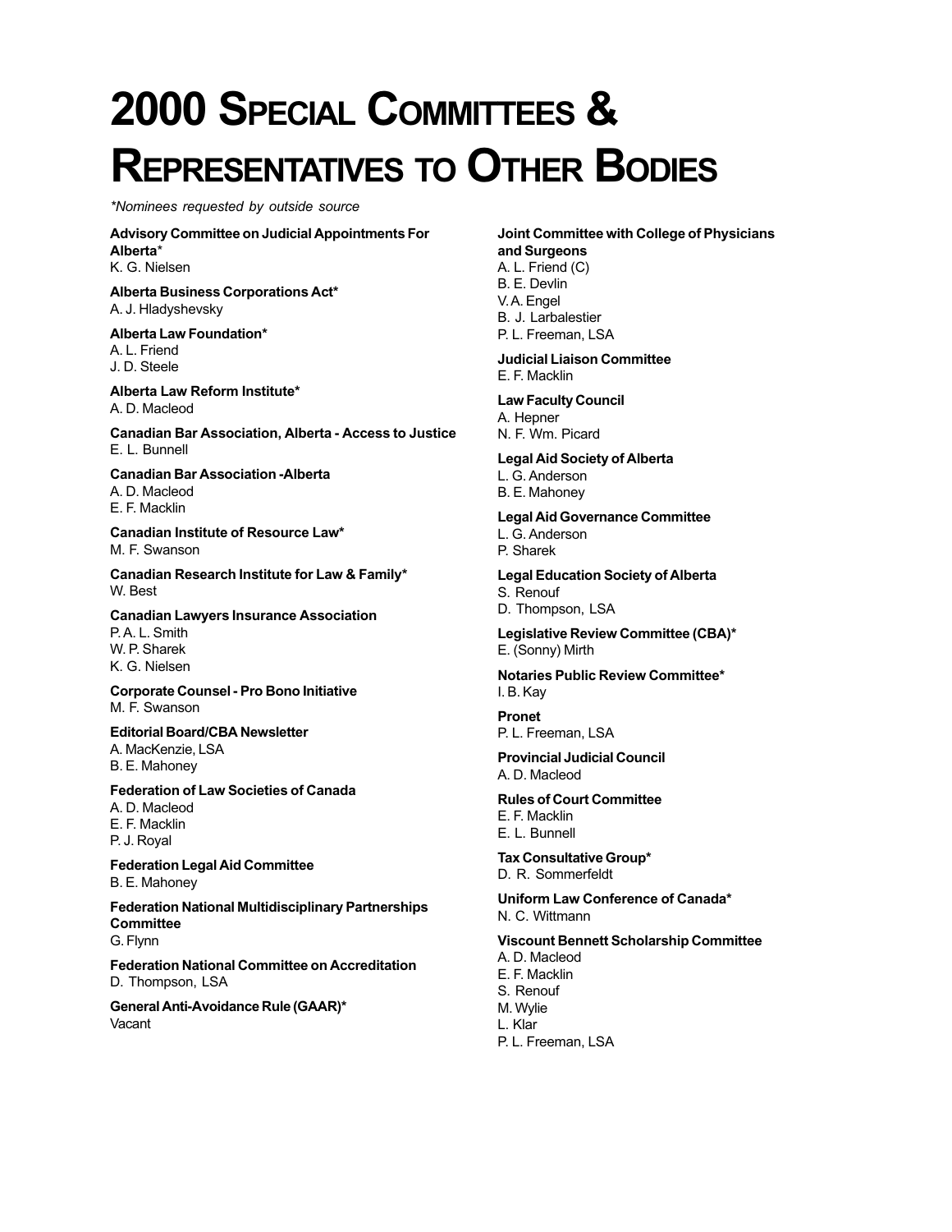# 2000 Special Committees & Representatives to Other Bodies

*\*Nominees requested by outside source*

**Advisory Committee on Judicial Appointments For Alberta***
K. G. Nielsen

**Alberta Business Corporations Act***
A. J. Hladyshevsky

**Alberta Law Foundation***
A. L. Friend
J. D. Steele

**Alberta Law Reform Institute***
A. D. Macleod

**Canadian Bar Association, Alberta - Access to Justice**
E. L. Bunnell

**Canadian Bar Association -Alberta**
A. D. Macleod
E. F. Macklin

**Canadian Institute of Resource Law***
M. F. Swanson

**Canadian Research Institute for Law & Family***
W. Best

**Canadian Lawyers Insurance Association**
P. A. L. Smith
W. P. Sharek
K. G. Nielsen

**Corporate Counsel - Pro Bono Initiative**
M. F. Swanson

**Editorial Board/CBA Newsletter**
A. MacKenzie, LSA
B. E. Mahoney

**Federation of Law Societies of Canada**
A. D. Macleod
E. F. Macklin
P. J. Royal

**Federation Legal Aid Committee**
B. E. Mahoney

**Federation National Multidisciplinary Partnerships Committee**
G. Flynn

**Federation National Committee on Accreditation**
D. Thompson, LSA

**General Anti-Avoidance Rule (GAAR)***
Vacant

**Joint Committee with College of Physicians and Surgeons**
A. L. Friend (C)
B. E. Devlin
V. A. Engel
B. J. Larbalestier
P. L. Freeman, LSA

**Judicial Liaison Committee**
E. F. Macklin

**Law Faculty Council**
A. Hepner
N. F. Wm. Picard

**Legal Aid Society of Alberta**
L. G. Anderson
B. E. Mahoney

**Legal Aid Governance Committee**
L. G. Anderson
P. Sharek

**Legal Education Society of Alberta**
S. Renouf
D. Thompson, LSA

**Legislative Review Committee (CBA)***
E. (Sonny) Mirth

**Notaries Public Review Committee***
I. B. Kay

**Pronet**
P. L. Freeman, LSA

**Provincial Judicial Council**
A. D. Macleod

**Rules of Court Committee**
E. F. Macklin
E. L. Bunnell

**Tax Consultative Group***
D. R. Sommerfeldt

**Uniform Law Conference of Canada***
N. C. Wittmann

**Viscount Bennett Scholarship Committee**
A. D. Macleod
E. F. Macklin
S. Renouf
M. Wylie
L. Klar
P. L. Freeman, LSA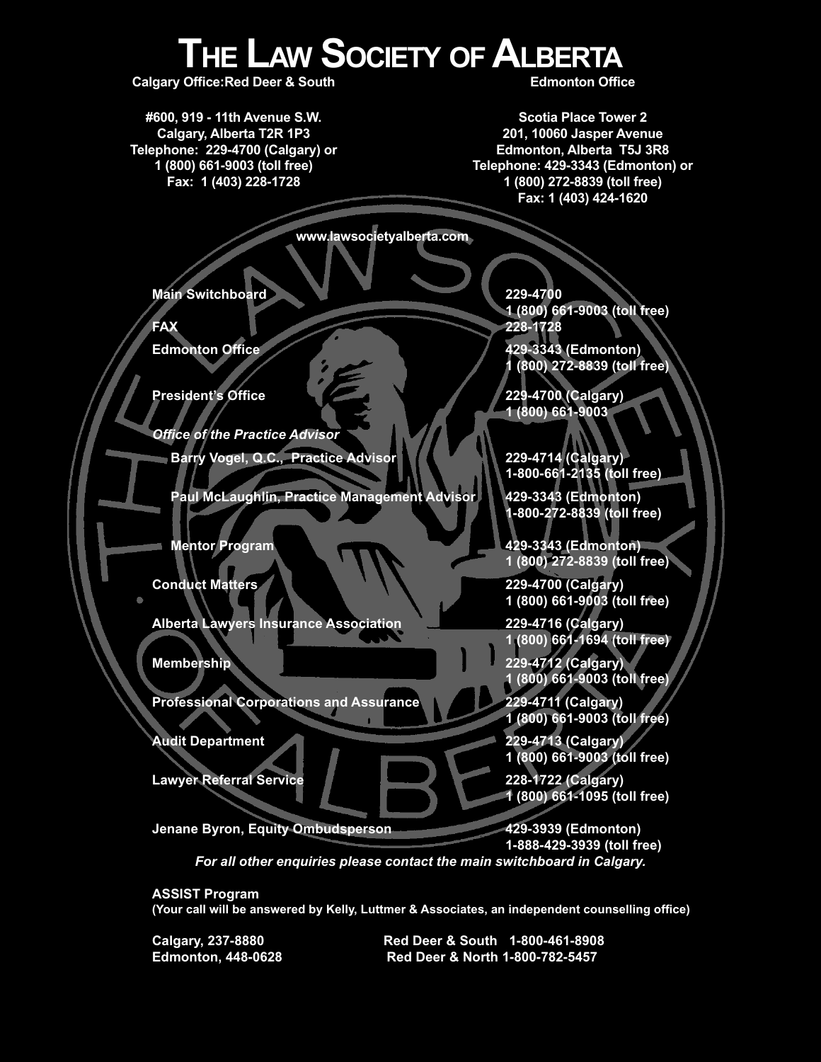# The Law Society of Alberta

**Calgary Office:Red Deer & South**

#600, 919 - 11th Avenue S.W.
Calgary, Alberta T2R 1P3
Telephone: 229-4700 (Calgary) or
1 (800) 661-9003 (toll free)
Fax: 1 (403) 228-1728

**Edmonton Office**

Scotia Place Tower 2
201, 10060 Jasper Avenue
Edmonton, Alberta T5J 3R8
Telephone: 429-3343 (Edmonton) or
1 (800) 272-8839 (toll free)
Fax: 1 (403) 424-1620

www.lawsocietyalberta.com

| | |
|---|---|
| Main Switchboard | 229-4700<br>1 (800) 661-9003 (toll free) |
| FAX | 228-1728 |
| Edmonton Office | 429-3343 (Edmonton)<br>1 (800) 272-8839 (toll free) |
| President's Office | 229-4700 (Calgary)<br>1 (800) 661-9003 |
| *Office of the Practice Advisor* | |
| Barry Vogel, Q.C., Practice Advisor | 229-4714 (Calgary)<br>1-800-661-2135 (toll free) |
| Paul McLaughlin, Practice Management Advisor | 429-3343 (Edmonton)<br>1-800-272-8839 (toll free) |
| Mentor Program | 429-3343 (Edmonton)<br>1 (800) 272-8839 (toll free) |
| Conduct Matters | 229-4700 (Calgary)<br>1 (800) 661-9003 (toll free) |
| Alberta Lawyers Insurance Association | 229-4716 (Calgary)<br>1 (800) 661-1694 (toll free) |
| Membership | 229-4712 (Calgary)<br>1 (800) 661-9003 (toll free) |
| Professional Corporations and Assurance | 229-4711 (Calgary)<br>1 (800) 661-9003 (toll free) |
| Audit Department | 229-4713 (Calgary)<br>1 (800) 661-9003 (toll free) |
| Lawyer Referral Service | 228-1722 (Calgary)<br>1 (800) 661-1095 (toll free) |
| Jenane Byron, Equity Ombudsperson | 429-3939 (Edmonton)<br>1-888-429-3939 (toll free) |

*For all other enquiries please contact the main switchboard in Calgary.*

**ASSIST Program**
(Your call will be answered by Kelly, Luttmer & Associates, an independent counselling office)

Calgary, 237-8880
Edmonton, 448-0628

Red Deer & South 1-800-461-8908
Red Deer & North 1-800-782-5457